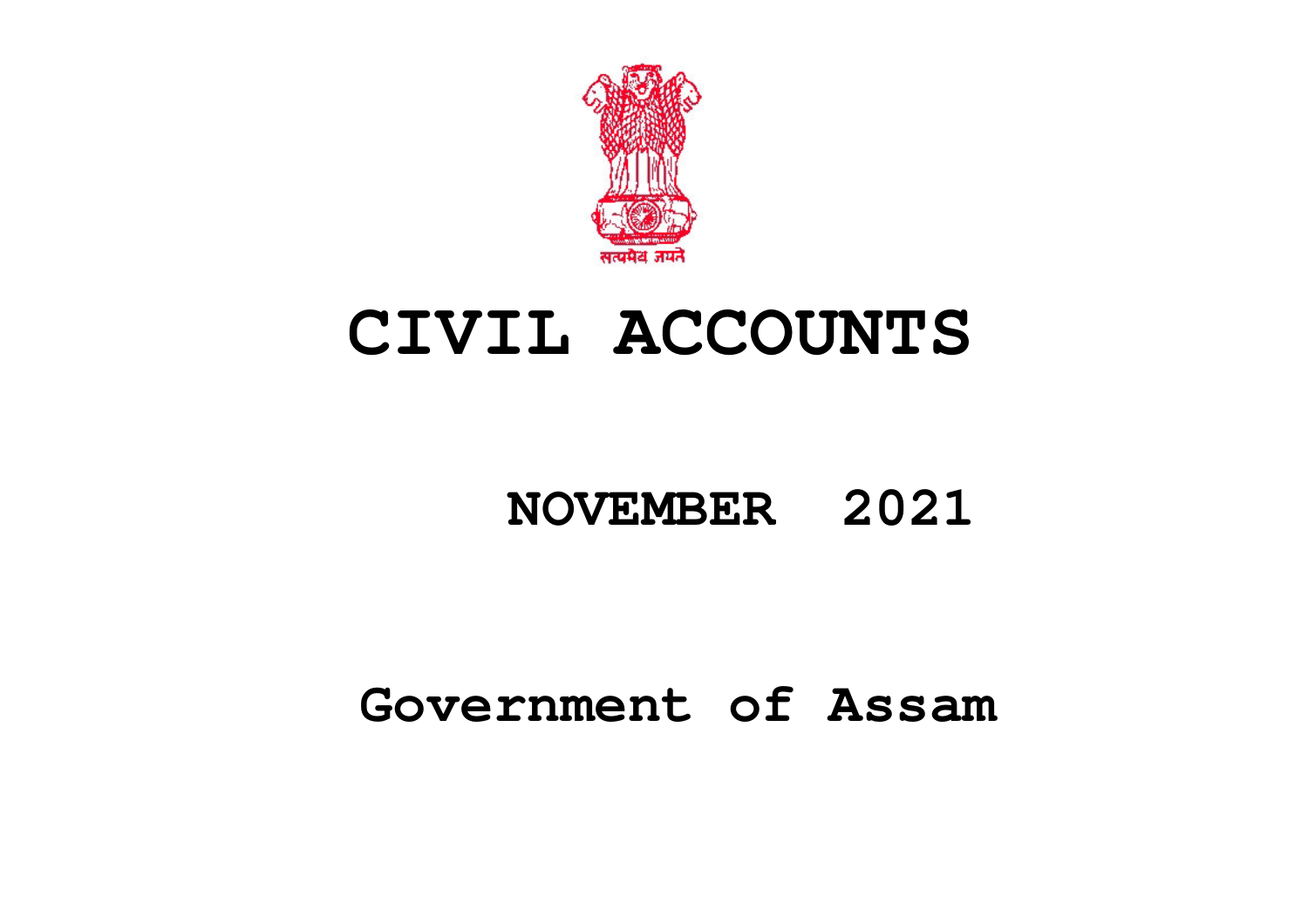सत्यमेव जयते

# CIVIL ACCOUNTS

## NOVEMBER 2021

## Government of Assam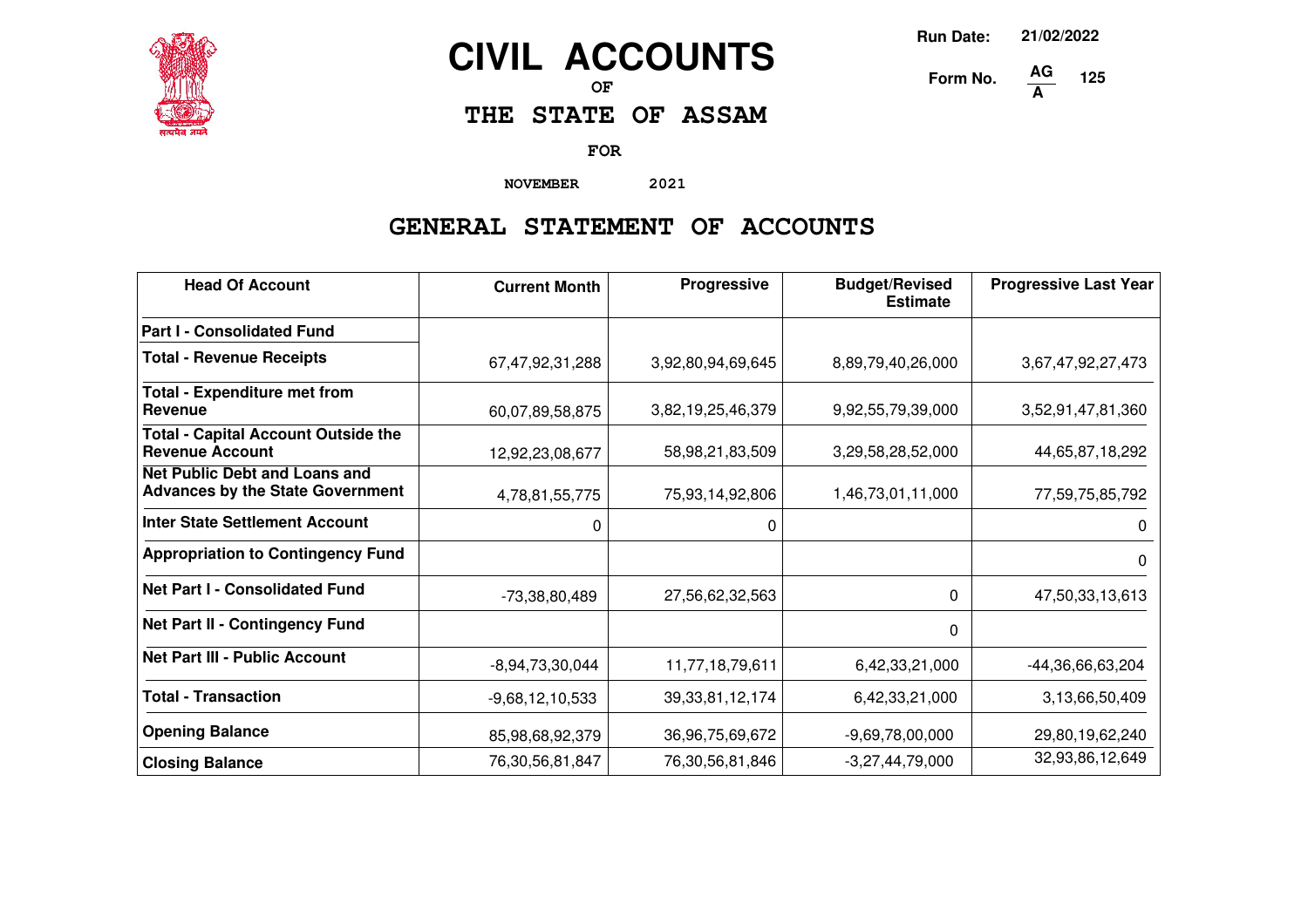# CIVIL ACCOUNTS

OF

## THE STATE OF ASSAM

FOR

NOVEMBER 2021

Run Date: 21/02/2022

Form No. AG/A 125

## GENERAL STATEMENT OF ACCOUNTS

| Head Of Account | Current Month | Progressive | Budget/Revised Estimate | Progressive Last Year |
|---|---|---|---|---|
| **Part I - Consolidated Fund** | | | | |
| **Total - Revenue Receipts** | 67,47,92,31,288 | 3,92,80,94,69,645 | 8,89,79,40,26,000 | 3,67,47,92,27,473 |
| **Total - Expenditure met from Revenue** | 60,07,89,58,875 | 3,82,19,25,46,379 | 9,92,55,79,39,000 | 3,52,91,47,81,360 |
| **Total - Capital Account Outside the Revenue Account** | 12,92,23,08,677 | 58,98,21,83,509 | 3,29,58,28,52,000 | 44,65,87,18,292 |
| **Net Public Debt and Loans and Advances by the State Government** | 4,78,81,55,775 | 75,93,14,92,806 | 1,46,73,01,11,000 | 77,59,75,85,792 |
| **Inter State Settlement Account** | 0 | 0 | | 0 |
| **Appropriation to Contingency Fund** | | | | 0 |
| **Net Part I - Consolidated Fund** | -73,38,80,489 | 27,56,62,32,563 | 0 | 47,50,33,13,613 |
| **Net Part II - Contingency Fund** | | | 0 | |
| **Net Part III - Public Account** | -8,94,73,30,044 | 11,77,18,79,611 | 6,42,33,21,000 | -44,36,66,63,204 |
| **Total - Transaction** | -9,68,12,10,533 | 39,33,81,12,174 | 6,42,33,21,000 | 3,13,66,50,409 |
| **Opening Balance** | 85,98,68,92,379 | 36,96,75,69,672 | -9,69,78,00,000 | 29,80,19,62,240 |
| **Closing Balance** | 76,30,56,81,847 | 76,30,56,81,846 | -3,27,44,79,000 | 32,93,86,12,649 |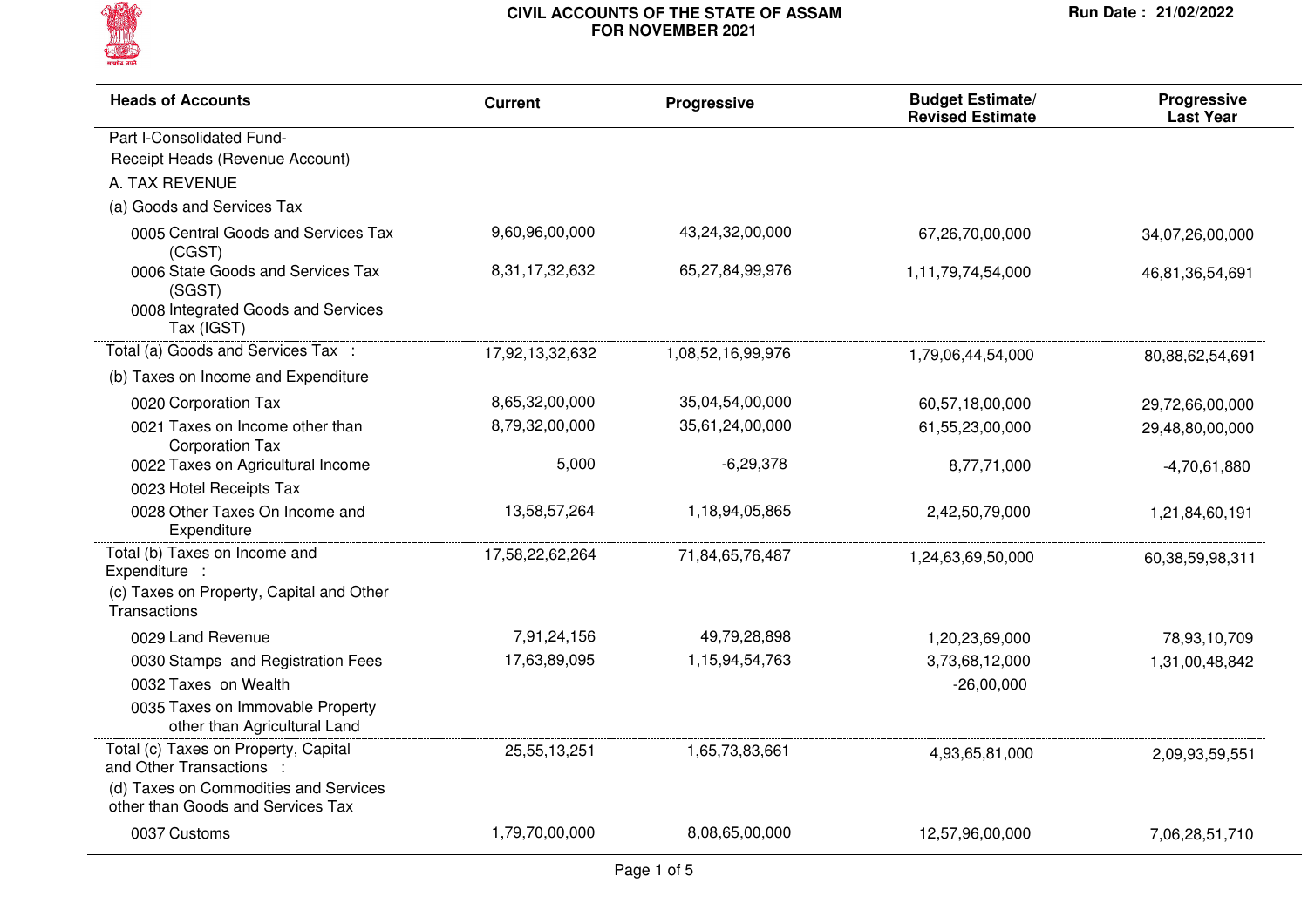# CIVIL ACCOUNTS OF THE STATE OF ASSAM
## FOR NOVEMBER 2021

Run Date : 21/02/2022

| Heads of Accounts | Current | Progressive | Budget Estimate/ Revised Estimate | Progressive Last Year |
|---|---|---|---|---|
| Part I-Consolidated Fund- | | | | |
| Receipt Heads (Revenue Account) | | | | |
| A. TAX REVENUE | | | | |
| (a) Goods and Services Tax | | | | |
| 0005 Central Goods and Services Tax (CGST) | 9,60,96,00,000 | 43,24,32,00,000 | 67,26,70,00,000 | 34,07,26,00,000 |
| 0006 State Goods and Services Tax (SGST) | 8,31,17,32,632 | 65,27,84,99,976 | 1,11,79,74,54,000 | 46,81,36,54,691 |
| 0008 Integrated Goods and Services Tax (IGST) | | | | |
| Total (a) Goods and Services Tax : | 17,92,13,32,632 | 1,08,52,16,99,976 | 1,79,06,44,54,000 | 80,88,62,54,691 |
| (b) Taxes on Income and Expenditure | | | | |
| 0020 Corporation Tax | 8,65,32,00,000 | 35,04,54,00,000 | 60,57,18,00,000 | 29,72,66,00,000 |
| 0021 Taxes on Income other than Corporation Tax | 8,79,32,00,000 | 35,61,24,00,000 | 61,55,23,00,000 | 29,48,80,00,000 |
| 0022 Taxes on Agricultural Income | 5,000 | -6,29,378 | 8,77,71,000 | -4,70,61,880 |
| 0023 Hotel Receipts Tax | | | | |
| 0028 Other Taxes On Income and Expenditure | 13,58,57,264 | 1,18,94,05,865 | 2,42,50,79,000 | 1,21,84,60,191 |
| Total (b) Taxes on Income and Expenditure : | 17,58,22,62,264 | 71,84,65,76,487 | 1,24,63,69,50,000 | 60,38,59,98,311 |
| (c) Taxes on Property, Capital and Other Transactions | | | | |
| 0029 Land Revenue | 7,91,24,156 | 49,79,28,898 | 1,20,23,69,000 | 78,93,10,709 |
| 0030 Stamps and Registration Fees | 17,63,89,095 | 1,15,94,54,763 | 3,73,68,12,000 | 1,31,00,48,842 |
| 0032 Taxes on Wealth | | | -26,00,000 | |
| 0035 Taxes on Immovable Property other than Agricultural Land | | | | |
| Total (c) Taxes on Property, Capital and Other Transactions : | 25,55,13,251 | 1,65,73,83,661 | 4,93,65,81,000 | 2,09,93,59,551 |
| (d) Taxes on Commodities and Services other than Goods and Services Tax | | | | |
| 0037 Customs | 1,79,70,00,000 | 8,08,65,00,000 | 12,57,96,00,000 | 7,06,28,51,710 |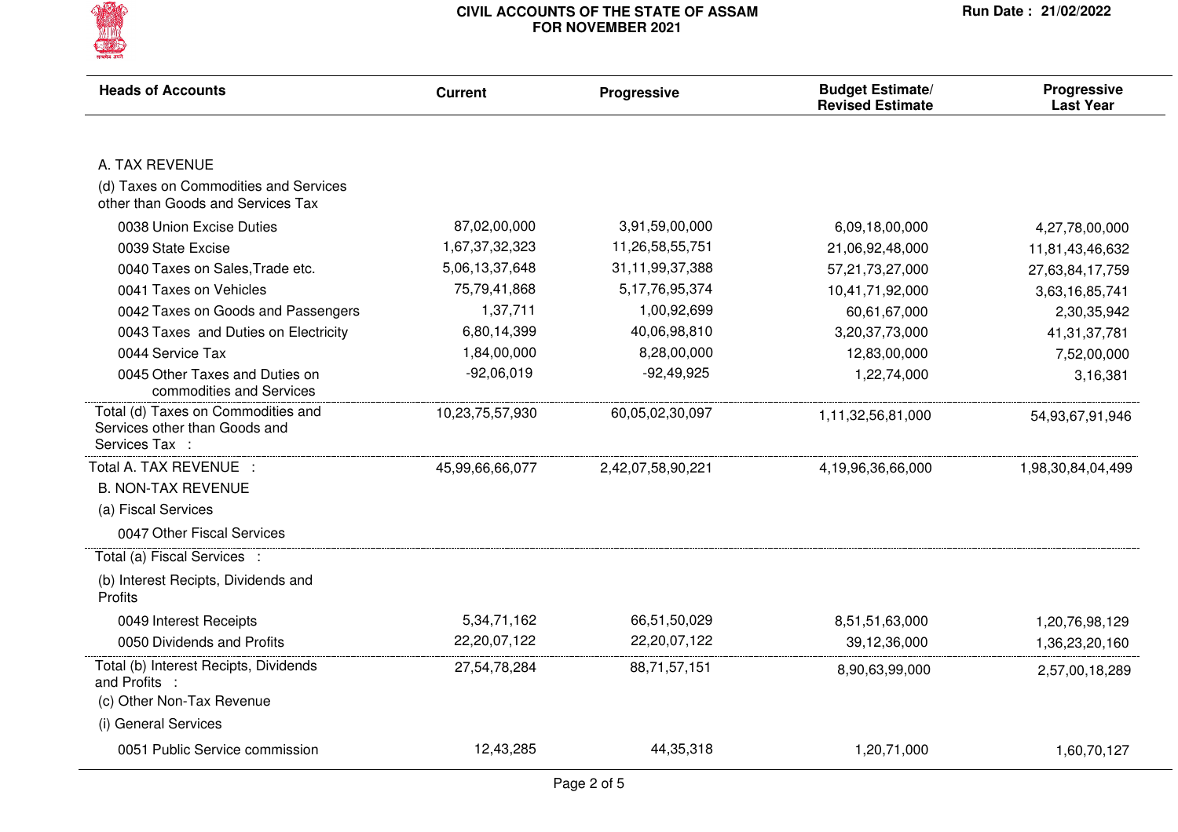| Heads of Accounts | Current | Progressive | Budget Estimate/ Revised Estimate | Progressive Last Year |
|---|---|---|---|---|
| A. TAX REVENUE | | | | |
| (d) Taxes on Commodities and Services other than Goods and Services Tax | | | | |
| 0038 Union Excise Duties | 87,02,00,000 | 3,91,59,00,000 | 6,09,18,00,000 | 4,27,78,00,000 |
| 0039 State Excise | 1,67,37,32,323 | 11,26,58,55,751 | 21,06,92,48,000 | 11,81,43,46,632 |
| 0040 Taxes on Sales,Trade etc. | 5,06,13,37,648 | 31,11,99,37,388 | 57,21,73,27,000 | 27,63,84,17,759 |
| 0041 Taxes on Vehicles | 75,79,41,868 | 5,17,76,95,374 | 10,41,71,92,000 | 3,63,16,85,741 |
| 0042 Taxes on Goods and Passengers | 1,37,711 | 1,00,92,699 | 60,61,67,000 | 2,30,35,942 |
| 0043 Taxes and Duties on Electricity | 6,80,14,399 | 40,06,98,810 | 3,20,37,73,000 | 41,31,37,781 |
| 0044 Service Tax | 1,84,00,000 | 8,28,00,000 | 12,83,00,000 | 7,52,00,000 |
| 0045 Other Taxes and Duties on commodities and Services | -92,06,019 | -92,49,925 | 1,22,74,000 | 3,16,381 |
| Total (d) Taxes on Commodities and Services other than Goods and Services Tax : | 10,23,75,57,930 | 60,05,02,30,097 | 1,11,32,56,81,000 | 54,93,67,91,946 |
| Total A. TAX REVENUE : | 45,99,66,66,077 | 2,42,07,58,90,221 | 4,19,96,36,66,000 | 1,98,30,84,04,499 |
| B. NON-TAX REVENUE | | | | |
| (a) Fiscal Services | | | | |
| 0047 Other Fiscal Services | | | | |
| Total (a) Fiscal Services : | | | | |
| (b) Interest Recipts, Dividends and Profits | | | | |
| 0049 Interest Receipts | 5,34,71,162 | 66,51,50,029 | 8,51,51,63,000 | 1,20,76,98,129 |
| 0050 Dividends and Profits | 22,20,07,122 | 22,20,07,122 | 39,12,36,000 | 1,36,23,20,160 |
| Total (b) Interest Recipts, Dividends and Profits : | 27,54,78,284 | 88,71,57,151 | 8,90,63,99,000 | 2,57,00,18,289 |
| (c) Other Non-Tax Revenue | | | | |
| (i) General Services | | | | |
| 0051 Public Service commission | 12,43,285 | 44,35,318 | 1,20,71,000 | 1,60,70,127 |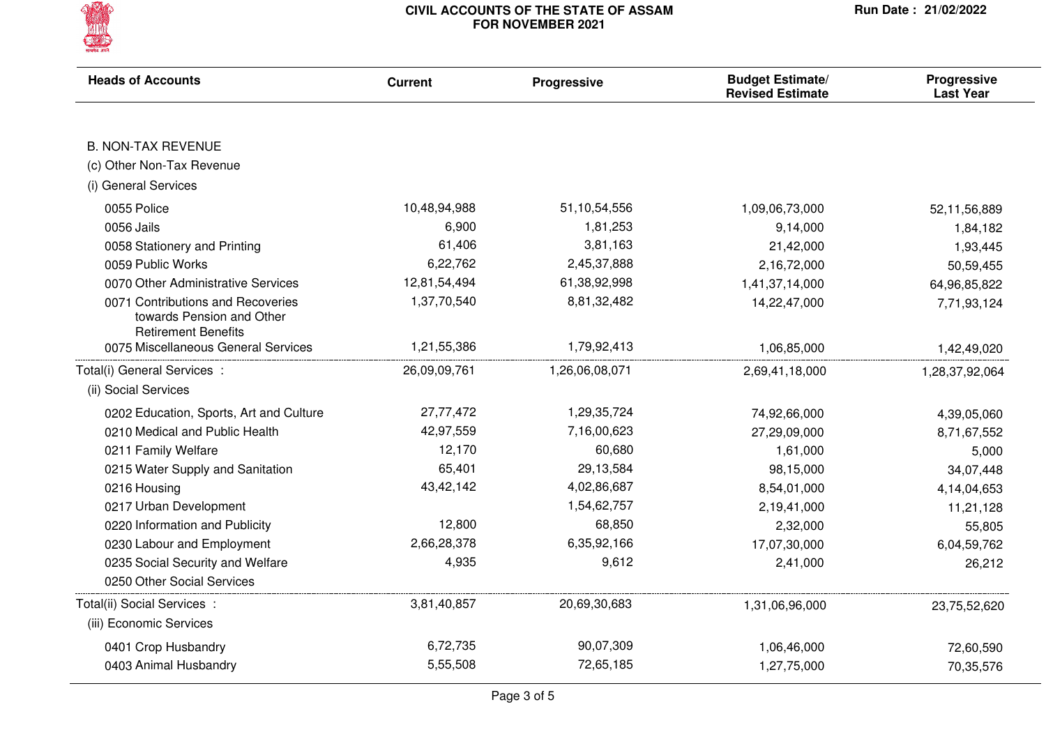# CIVIL ACCOUNTS OF THE STATE OF ASSAM FOR NOVEMBER 2021

Run Date : 21/02/2022

| Heads of Accounts | Current | Progressive | Budget Estimate/ Revised Estimate | Progressive Last Year |
|---|---|---|---|---|
| B. NON-TAX REVENUE | | | | |
| (c) Other Non-Tax Revenue | | | | |
| (i) General Services | | | | |
| 0055 Police | 10,48,94,988 | 51,10,54,556 | 1,09,06,73,000 | 52,11,56,889 |
| 0056 Jails | 6,900 | 1,81,253 | 9,14,000 | 1,84,182 |
| 0058 Stationery and Printing | 61,406 | 3,81,163 | 21,42,000 | 1,93,445 |
| 0059 Public Works | 6,22,762 | 2,45,37,888 | 2,16,72,000 | 50,59,455 |
| 0070 Other Administrative Services | 12,81,54,494 | 61,38,92,998 | 1,41,37,14,000 | 64,96,85,822 |
| 0071 Contributions and Recoveries towards Pension and Other Retirement Benefits | 1,37,70,540 | 8,81,32,482 | 14,22,47,000 | 7,71,93,124 |
| 0075 Miscellaneous General Services | 1,21,55,386 | 1,79,92,413 | 1,06,85,000 | 1,42,49,020 |
| Total(i) General Services : | 26,09,09,761 | 1,26,06,08,071 | 2,69,41,18,000 | 1,28,37,92,064 |
| (ii) Social Services | | | | |
| 0202 Education, Sports, Art and Culture | 27,77,472 | 1,29,35,724 | 74,92,66,000 | 4,39,05,060 |
| 0210 Medical and Public Health | 42,97,559 | 7,16,00,623 | 27,29,09,000 | 8,71,67,552 |
| 0211 Family Welfare | 12,170 | 60,680 | 1,61,000 | 5,000 |
| 0215 Water Supply and Sanitation | 65,401 | 29,13,584 | 98,15,000 | 34,07,448 |
| 0216 Housing | 43,42,142 | 4,02,86,687 | 8,54,01,000 | 4,14,04,653 |
| 0217 Urban Development | | 1,54,62,757 | 2,19,41,000 | 11,21,128 |
| 0220 Information and Publicity | 12,800 | 68,850 | 2,32,000 | 55,805 |
| 0230 Labour and Employment | 2,66,28,378 | 6,35,92,166 | 17,07,30,000 | 6,04,59,762 |
| 0235 Social Security and Welfare | 4,935 | 9,612 | 2,41,000 | 26,212 |
| 0250 Other Social Services | | | | |
| Total(ii) Social Services : | 3,81,40,857 | 20,69,30,683 | 1,31,06,96,000 | 23,75,52,620 |
| (iii) Economic Services | | | | |
| 0401 Crop Husbandry | 6,72,735 | 90,07,309 | 1,06,46,000 | 72,60,590 |
| 0403 Animal Husbandry | 5,55,508 | 72,65,185 | 1,27,75,000 | 70,35,576 |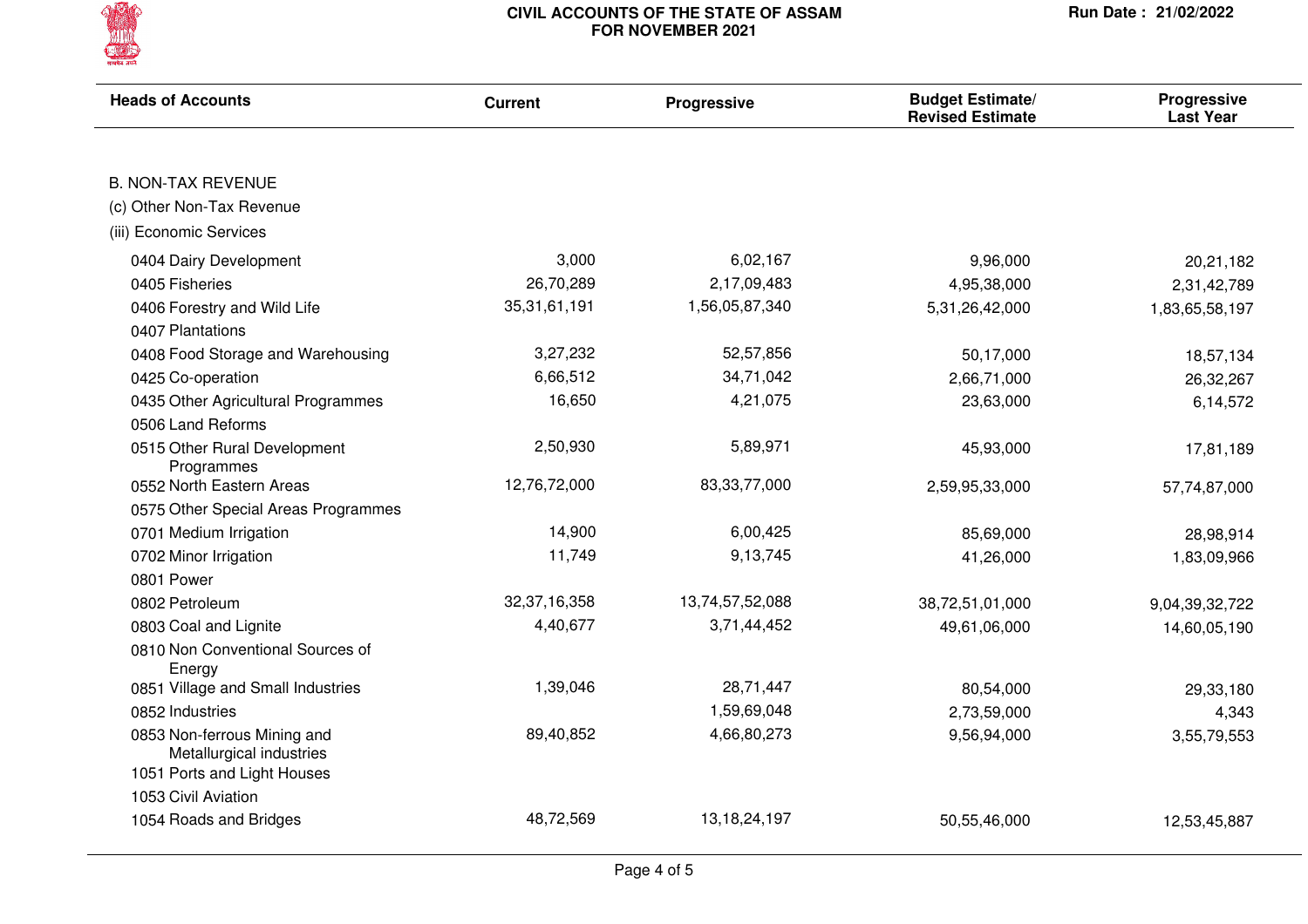# CIVIL ACCOUNTS OF THE STATE OF ASSAM
## FOR NOVEMBER 2021

Run Date : 21/02/2022

| Heads of Accounts | Current | Progressive | Budget Estimate/ Revised Estimate | Progressive Last Year |
|---|---|---|---|---|
| B. NON-TAX REVENUE | | | | |
| (c) Other Non-Tax Revenue | | | | |
| (iii) Economic Services | | | | |
| 0404 Dairy Development | 3,000 | 6,02,167 | 9,96,000 | 20,21,182 |
| 0405 Fisheries | 26,70,289 | 2,17,09,483 | 4,95,38,000 | 2,31,42,789 |
| 0406 Forestry and Wild Life | 35,31,61,191 | 1,56,05,87,340 | 5,31,26,42,000 | 1,83,65,58,197 |
| 0407 Plantations | | | | |
| 0408 Food Storage and Warehousing | 3,27,232 | 52,57,856 | 50,17,000 | 18,57,134 |
| 0425 Co-operation | 6,66,512 | 34,71,042 | 2,66,71,000 | 26,32,267 |
| 0435 Other Agricultural Programmes | 16,650 | 4,21,075 | 23,63,000 | 6,14,572 |
| 0506 Land Reforms | | | | |
| 0515 Other Rural Development Programmes | 2,50,930 | 5,89,971 | 45,93,000 | 17,81,189 |
| 0552 North Eastern Areas | 12,76,72,000 | 83,33,77,000 | 2,59,95,33,000 | 57,74,87,000 |
| 0575 Other Special Areas Programmes | | | | |
| 0701 Medium Irrigation | 14,900 | 6,00,425 | 85,69,000 | 28,98,914 |
| 0702 Minor Irrigation | 11,749 | 9,13,745 | 41,26,000 | 1,83,09,966 |
| 0801 Power | | | | |
| 0802 Petroleum | 32,37,16,358 | 13,74,57,52,088 | 38,72,51,01,000 | 9,04,39,32,722 |
| 0803 Coal and Lignite | 4,40,677 | 3,71,44,452 | 49,61,06,000 | 14,60,05,190 |
| 0810 Non Conventional Sources of Energy | | | | |
| 0851 Village and Small Industries | 1,39,046 | 28,71,447 | 80,54,000 | 29,33,180 |
| 0852 Industries | | 1,59,69,048 | 2,73,59,000 | 4,343 |
| 0853 Non-ferrous Mining and Metallurgical industries | 89,40,852 | 4,66,80,273 | 9,56,94,000 | 3,55,79,553 |
| 1051 Ports and Light Houses | | | | |
| 1053 Civil Aviation | | | | |
| 1054 Roads and Bridges | 48,72,569 | 13,18,24,197 | 50,55,46,000 | 12,53,45,887 |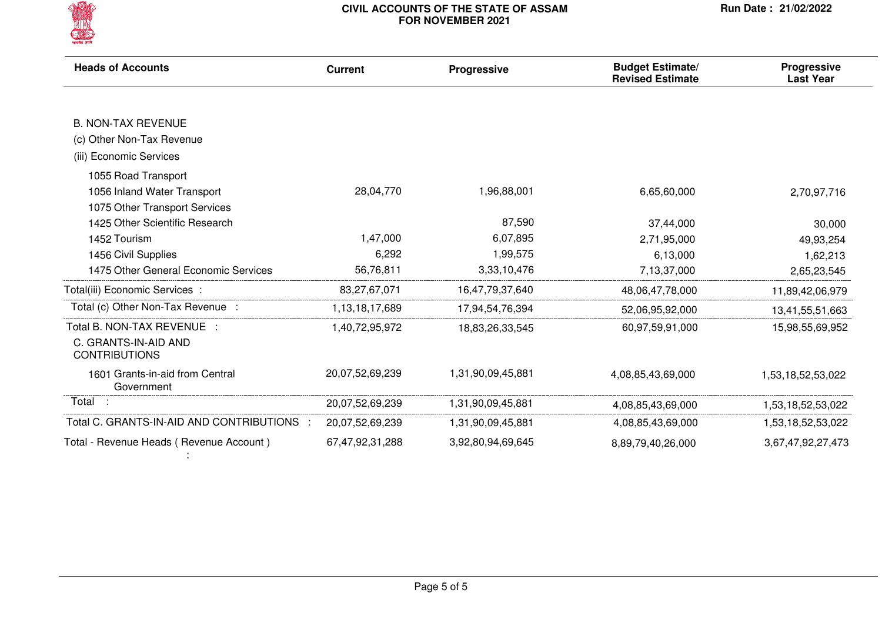# CIVIL ACCOUNTS OF THE STATE OF ASSAM FOR NOVEMBER 2021

Run Date : 21/02/2022

| Heads of Accounts | Current | Progressive | Budget Estimate/ Revised Estimate | Progressive Last Year |
|---|---|---|---|---|
| B. NON-TAX REVENUE | | | | |
| (c) Other Non-Tax Revenue | | | | |
| (iii) Economic Services | | | | |
| 1055 Road Transport | | | | |
| 1056 Inland Water Transport | 28,04,770 | 1,96,88,001 | 6,65,60,000 | 2,70,97,716 |
| 1075 Other Transport Services | | | | |
| 1425 Other Scientific Research | | 87,590 | 37,44,000 | 30,000 |
| 1452 Tourism | 1,47,000 | 6,07,895 | 2,71,95,000 | 49,93,254 |
| 1456 Civil Supplies | 6,292 | 1,99,575 | 6,13,000 | 1,62,213 |
| 1475 Other General Economic Services | 56,76,811 | 3,33,10,476 | 7,13,37,000 | 2,65,23,545 |
| Total(iii) Economic Services : | 83,27,67,071 | 16,47,79,37,640 | 48,06,47,78,000 | 11,89,42,06,979 |
| Total (c) Other Non-Tax Revenue : | 1,13,18,17,689 | 17,94,54,76,394 | 52,06,95,92,000 | 13,41,55,51,663 |
| Total B. NON-TAX REVENUE : | 1,40,72,95,972 | 18,83,26,33,545 | 60,97,59,91,000 | 15,98,55,69,952 |
| C. GRANTS-IN-AID AND CONTRIBUTIONS | | | | |
| 1601 Grants-in-aid from Central Government | 20,07,52,69,239 | 1,31,90,09,45,881 | 4,08,85,43,69,000 | 1,53,18,52,53,022 |
| Total : | 20,07,52,69,239 | 1,31,90,09,45,881 | 4,08,85,43,69,000 | 1,53,18,52,53,022 |
| Total C. GRANTS-IN-AID AND CONTRIBUTIONS : | 20,07,52,69,239 | 1,31,90,09,45,881 | 4,08,85,43,69,000 | 1,53,18,52,53,022 |
| Total - Revenue Heads ( Revenue Account ) : | 67,47,92,31,288 | 3,92,80,94,69,645 | 8,89,79,40,26,000 | 3,67,47,92,27,473 |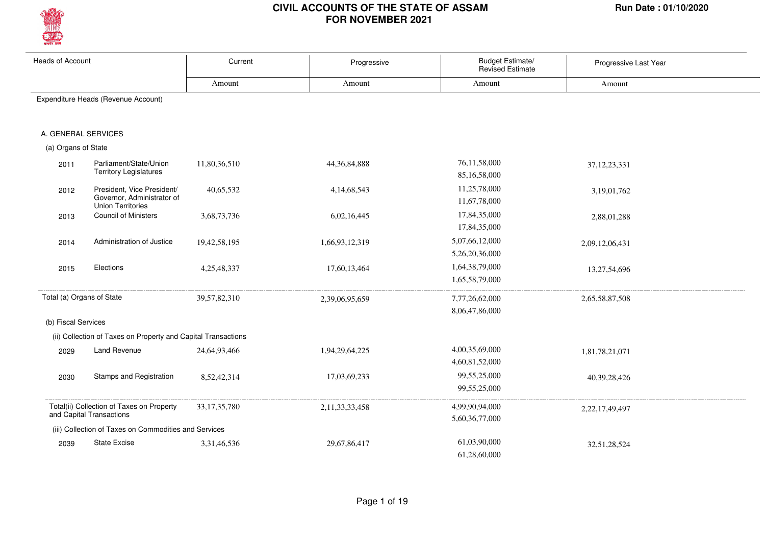# CIVIL ACCOUNTS OF THE STATE OF ASSAM
## FOR NOVEMBER 2021

Run Date : 01/10/2020

| Heads of Account | | Current | Progressive | Budget Estimate/ Revised Estimate | Progressive Last Year |
|---|---|---|---|---|---|
| | | Amount | Amount | Amount | Amount |
| Expenditure Heads (Revenue Account) | | | | | |
| A. GENERAL SERVICES | | | | | |
| (a) Organs of State | | | | | |
| 2011 | Parliament/State/Union Territory Legislatures | 11,80,36,510 | 44,36,84,888 | 76,11,58,000<br>85,16,58,000 | 37,12,23,331 |
| 2012 | President, Vice President/ Governor, Administrator of Union Territories | 40,65,532 | 4,14,68,543 | 11,25,78,000<br>11,67,78,000 | 3,19,01,762 |
| 2013 | Council of Ministers | 3,68,73,736 | 6,02,16,445 | 17,84,35,000<br>17,84,35,000 | 2,88,01,288 |
| 2014 | Administration of Justice | 19,42,58,195 | 1,66,93,12,319 | 5,07,66,12,000<br>5,26,20,36,000 | 2,09,12,06,431 |
| 2015 | Elections | 4,25,48,337 | 17,60,13,464 | 1,64,38,79,000<br>1,65,58,79,000 | 13,27,54,696 |
| Total (a) Organs of State | | 39,57,82,310 | 2,39,06,95,659 | 7,77,26,62,000<br>8,06,47,86,000 | 2,65,58,87,508 |
| (b) Fiscal Services | | | | | |
| (ii) Collection of Taxes on Property and Capital Transactions | | | | | |
| 2029 | Land Revenue | 24,64,93,466 | 1,94,29,64,225 | 4,00,35,69,000<br>4,60,81,52,000 | 1,81,78,21,071 |
| 2030 | Stamps and Registration | 8,52,42,314 | 17,03,69,233 | 99,55,25,000<br>99,55,25,000 | 40,39,28,426 |
| Total(ii) Collection of Taxes on Property and Capital Transactions | | 33,17,35,780 | 2,11,33,33,458 | 4,99,90,94,000<br>5,60,36,77,000 | 2,22,17,49,497 |
| (iii) Collection of Taxes on Commodities and Services | | | | | |
| 2039 | State Excise | 3,31,46,536 | 29,67,86,417 | 61,03,90,000<br>61,28,60,000 | 32,51,28,524 |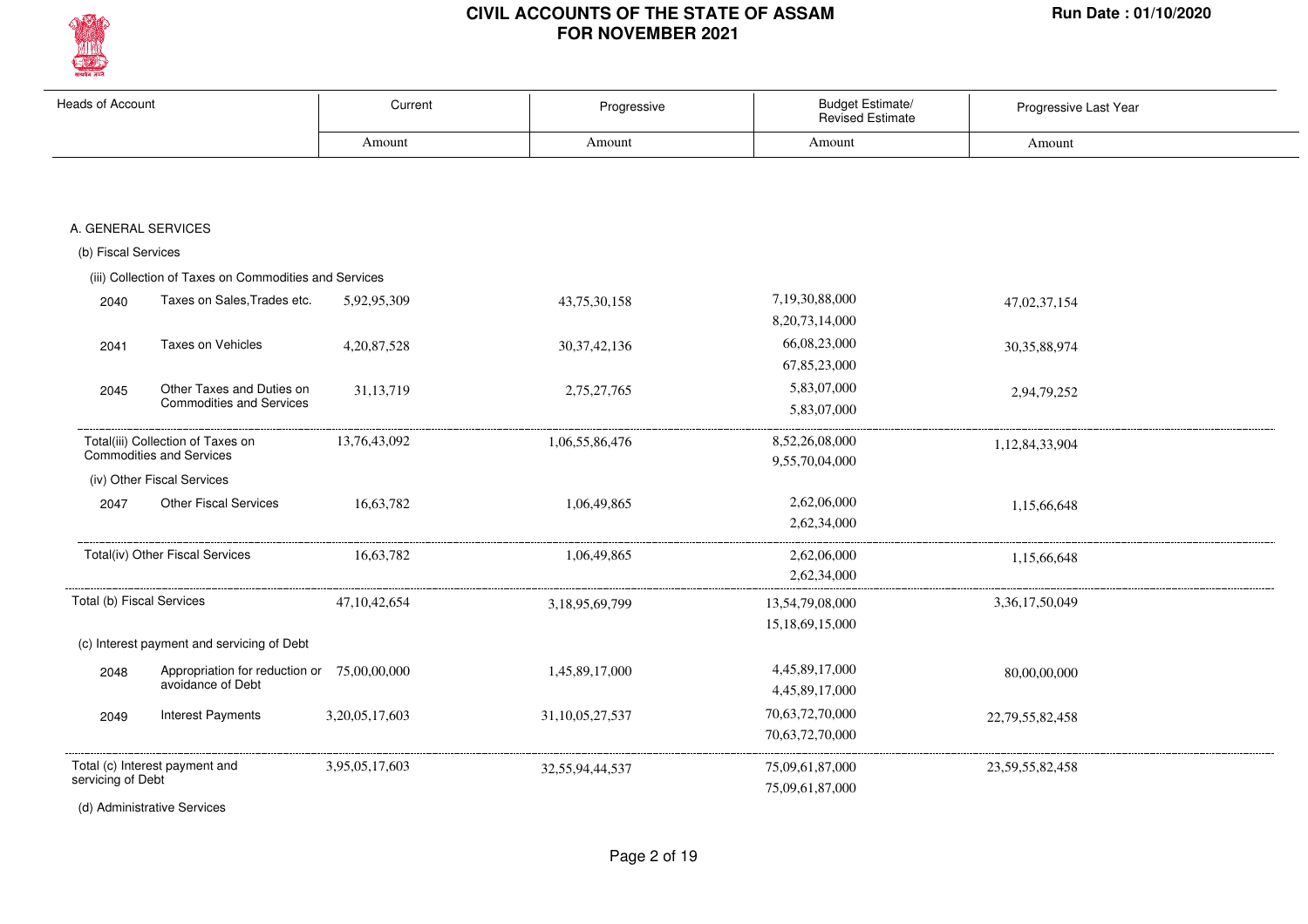# CIVIL ACCOUNTS OF THE STATE OF ASSAM
## FOR NOVEMBER 2021

Run Date : 01/10/2020

| Heads of Account | | Current | Progressive | Budget Estimate/ Revised Estimate | Progressive Last Year |
|---|---|---|---|---|---|
| | | Amount | Amount | Amount | Amount |
| **A. GENERAL SERVICES** | | | | | |
| (b) Fiscal Services | | | | | |
| (iii) Collection of Taxes on Commodities and Services | | | | | |
| 2040 | Taxes on Sales,Trades etc. | 5,92,95,309 | 43,75,30,158 | 7,19,30,88,000<br>8,20,73,14,000 | 47,02,37,154 |
| 2041 | Taxes on Vehicles | 4,20,87,528 | 30,37,42,136 | 66,08,23,000<br>67,85,23,000 | 30,35,88,974 |
| 2045 | Other Taxes and Duties on Commodities and Services | 31,13,719 | 2,75,27,765 | 5,83,07,000<br>5,83,07,000 | 2,94,79,252 |
| Total(iii) Collection of Taxes on Commodities and Services | | 13,76,43,092 | 1,06,55,86,476 | 8,52,26,08,000<br>9,55,70,04,000 | 1,12,84,33,904 |
| (iv) Other Fiscal Services | | | | | |
| 2047 | Other Fiscal Services | 16,63,782 | 1,06,49,865 | 2,62,06,000<br>2,62,34,000 | 1,15,66,648 |
| Total(iv) Other Fiscal Services | | 16,63,782 | 1,06,49,865 | 2,62,06,000<br>2,62,34,000 | 1,15,66,648 |
| Total (b) Fiscal Services | | 47,10,42,654 | 3,18,95,69,799 | 13,54,79,08,000<br>15,18,69,15,000 | 3,36,17,50,049 |
| (c) Interest payment and servicing of Debt | | | | | |
| 2048 | Appropriation for reduction or avoidance of Debt | 75,00,00,000 | 1,45,89,17,000 | 4,45,89,17,000<br>4,45,89,17,000 | 80,00,00,000 |
| 2049 | Interest Payments | 3,20,05,17,603 | 31,10,05,27,537 | 70,63,72,70,000<br>70,63,72,70,000 | 22,79,55,82,458 |
| Total (c) Interest payment and servicing of Debt | | 3,95,05,17,603 | 32,55,94,44,537 | 75,09,61,87,000<br>75,09,61,87,000 | 23,59,55,82,458 |
| (d) Administrative Services | | | | | |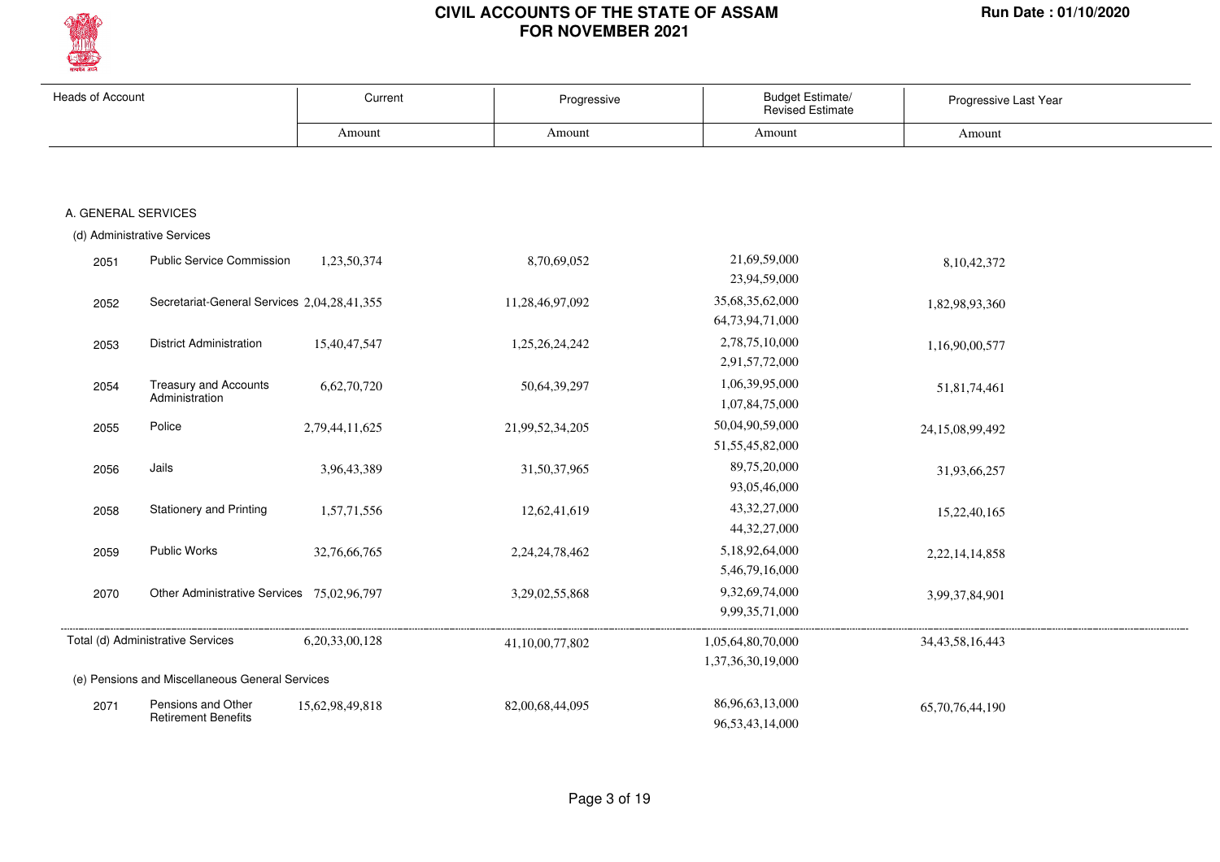| Heads of Account | | Current | Progressive | Budget Estimate/ Revised Estimate | Progressive Last Year |
|---|---|---|---|---|---|
| | | Amount | Amount | Amount | Amount |
| **A. GENERAL SERVICES** | | | | | |
| (d) Administrative Services | | | | | |
| 2051 | Public Service Commission | 1,23,50,374 | 8,70,69,052 | 21,69,59,000<br>23,94,59,000 | 8,10,42,372 |
| 2052 | Secretariat-General Services | 2,04,28,41,355 | 11,28,46,97,092 | 35,68,35,62,000<br>64,73,94,71,000 | 1,82,98,93,360 |
| 2053 | District Administration | 15,40,47,547 | 1,25,26,24,242 | 2,78,75,10,000<br>2,91,57,72,000 | 1,16,90,00,577 |
| 2054 | Treasury and Accounts Administration | 6,62,70,720 | 50,64,39,297 | 1,06,39,95,000<br>1,07,84,75,000 | 51,81,74,461 |
| 2055 | Police | 2,79,44,11,625 | 21,99,52,34,205 | 50,04,90,59,000<br>51,55,45,82,000 | 24,15,08,99,492 |
| 2056 | Jails | 3,96,43,389 | 31,50,37,965 | 89,75,20,000<br>93,05,46,000 | 31,93,66,257 |
| 2058 | Stationery and Printing | 1,57,71,556 | 12,62,41,619 | 43,32,27,000<br>44,32,27,000 | 15,22,40,165 |
| 2059 | Public Works | 32,76,66,765 | 2,24,24,78,462 | 5,18,92,64,000<br>5,46,79,16,000 | 2,22,14,14,858 |
| 2070 | Other Administrative Services | 75,02,96,797 | 3,29,02,55,868 | 9,32,69,74,000<br>9,99,35,71,000 | 3,99,37,84,901 |
| Total (d) Administrative Services | | 6,20,33,00,128 | 41,10,00,77,802 | 1,05,64,80,70,000<br>1,37,36,30,19,000 | 34,43,58,16,443 |
| (e) Pensions and Miscellaneous General Services | | | | | |
| 2071 | Pensions and Other Retirement Benefits | 15,62,98,49,818 | 82,00,68,44,095 | 86,96,63,13,000<br>96,53,43,14,000 | 65,70,76,44,190 |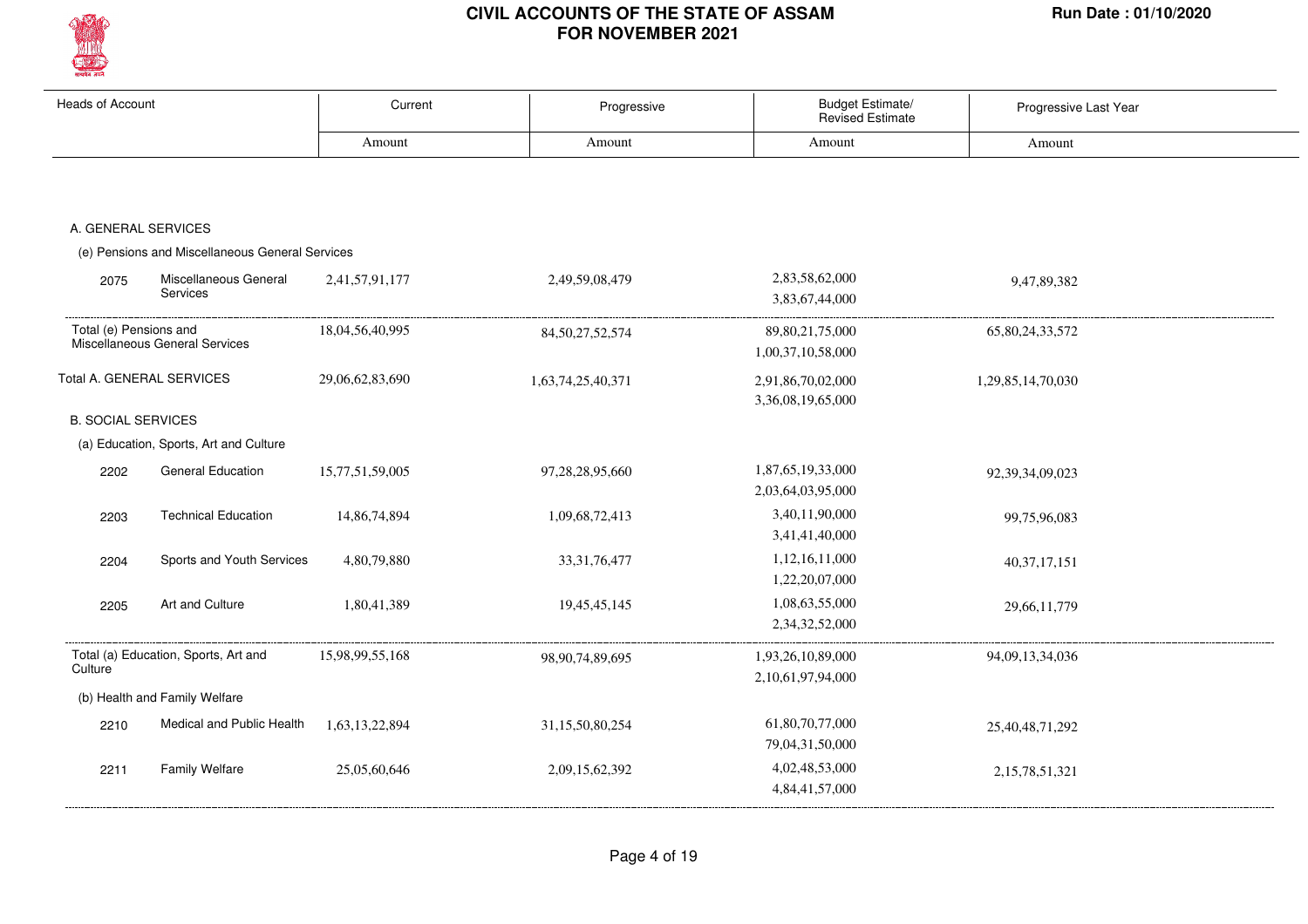# CIVIL ACCOUNTS OF THE STATE OF ASSAM FOR NOVEMBER 2021

Run Date : 01/10/2020

| Heads of Account | | Current | Progressive | Budget Estimate/ Revised Estimate | Progressive Last Year |
|---|---|---|---|---|---|
| | | Amount | Amount | Amount | Amount |
| **A. GENERAL SERVICES** | | | | | |
| (e) Pensions and Miscellaneous General Services | | | | | |
| 2075 | Miscellaneous General Services | 2,41,57,91,177 | 2,49,59,08,479 | 2,83,58,62,000<br>3,83,67,44,000 | 9,47,89,382 |
| Total (e) Pensions and Miscellaneous General Services | | 18,04,56,40,995 | 84,50,27,52,574 | 89,80,21,75,000<br>1,00,37,10,58,000 | 65,80,24,33,572 |
| Total A. GENERAL SERVICES | | 29,06,62,83,690 | 1,63,74,25,40,371 | 2,91,86,70,02,000<br>3,36,08,19,65,000 | 1,29,85,14,70,030 |
| **B. SOCIAL SERVICES** | | | | | |
| (a) Education, Sports, Art and Culture | | | | | |
| 2202 | General Education | 15,77,51,59,005 | 97,28,28,95,660 | 1,87,65,19,33,000<br>2,03,64,03,95,000 | 92,39,34,09,023 |
| 2203 | Technical Education | 14,86,74,894 | 1,09,68,72,413 | 3,40,11,90,000<br>3,41,41,40,000 | 99,75,96,083 |
| 2204 | Sports and Youth Services | 4,80,79,880 | 33,31,76,477 | 1,12,16,11,000<br>1,22,20,07,000 | 40,37,17,151 |
| 2205 | Art and Culture | 1,80,41,389 | 19,45,45,145 | 1,08,63,55,000<br>2,34,32,52,000 | 29,66,11,779 |
| Total (a) Education, Sports, Art and Culture | | 15,98,99,55,168 | 98,90,74,89,695 | 1,93,26,10,89,000<br>2,10,61,97,94,000 | 94,09,13,34,036 |
| (b) Health and Family Welfare | | | | | |
| 2210 | Medical and Public Health | 1,63,13,22,894 | 31,15,50,80,254 | 61,80,70,77,000<br>79,04,31,50,000 | 25,40,48,71,292 |
| 2211 | Family Welfare | 25,05,60,646 | 2,09,15,62,392 | 4,02,48,53,000<br>4,84,41,57,000 | 2,15,78,51,321 |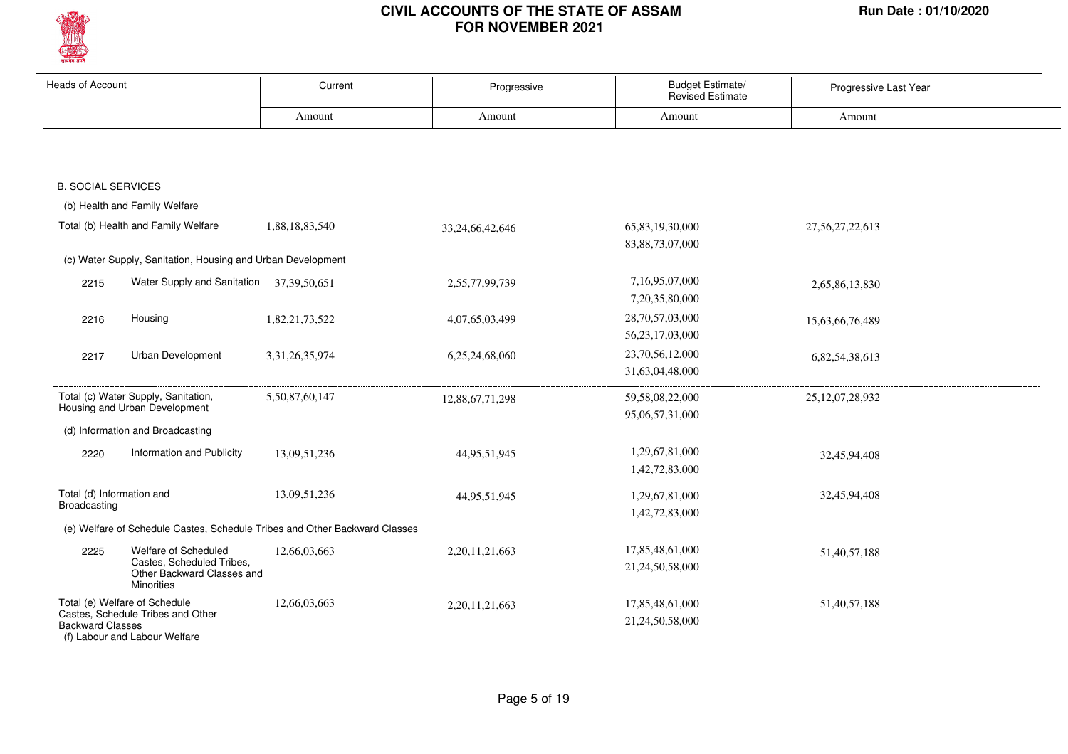# CIVIL ACCOUNTS OF THE STATE OF ASSAM
## FOR NOVEMBER 2021

Run Date : 01/10/2020

| Heads of Account | | Current | Progressive | Budget Estimate/ Revised Estimate | Progressive Last Year |
|---|---|---|---|---|---|
| | | Amount | Amount | Amount | Amount |
| **B. SOCIAL SERVICES** | | | | | |
| (b) Health and Family Welfare | | | | | |
| Total (b) Health and Family Welfare | | 1,88,18,83,540 | 33,24,66,42,646 | 65,83,19,30,000<br>83,88,73,07,000 | 27,56,27,22,613 |
| (c) Water Supply, Sanitation, Housing and Urban Development | | | | | |
| 2215 | Water Supply and Sanitation | 37,39,50,651 | 2,55,77,99,739 | 7,16,95,07,000<br>7,20,35,80,000 | 2,65,86,13,830 |
| 2216 | Housing | 1,82,21,73,522 | 4,07,65,03,499 | 28,70,57,03,000<br>56,23,17,03,000 | 15,63,66,76,489 |
| 2217 | Urban Development | 3,31,26,35,974 | 6,25,24,68,060 | 23,70,56,12,000<br>31,63,04,48,000 | 6,82,54,38,613 |
| Total (c) Water Supply, Sanitation, Housing and Urban Development | | 5,50,87,60,147 | 12,88,67,71,298 | 59,58,08,22,000<br>95,06,57,31,000 | 25,12,07,28,932 |
| (d) Information and Broadcasting | | | | | |
| 2220 | Information and Publicity | 13,09,51,236 | 44,95,51,945 | 1,29,67,81,000<br>1,42,72,83,000 | 32,45,94,408 |
| Total (d) Information and Broadcasting | | 13,09,51,236 | 44,95,51,945 | 1,29,67,81,000<br>1,42,72,83,000 | 32,45,94,408 |
| (e) Welfare of Schedule Castes, Schedule Tribes and Other Backward Classes | | | | | |
| 2225 | Welfare of Scheduled Castes, Scheduled Tribes, Other Backward Classes and Minorities | 12,66,03,663 | 2,20,11,21,663 | 17,85,48,61,000<br>21,24,50,58,000 | 51,40,57,188 |
| Total (e) Welfare of Schedule Castes, Schedule Tribes and Other Backward Classes | | 12,66,03,663 | 2,20,11,21,663 | 17,85,48,61,000<br>21,24,50,58,000 | 51,40,57,188 |
| (f) Labour and Labour Welfare | | | | | |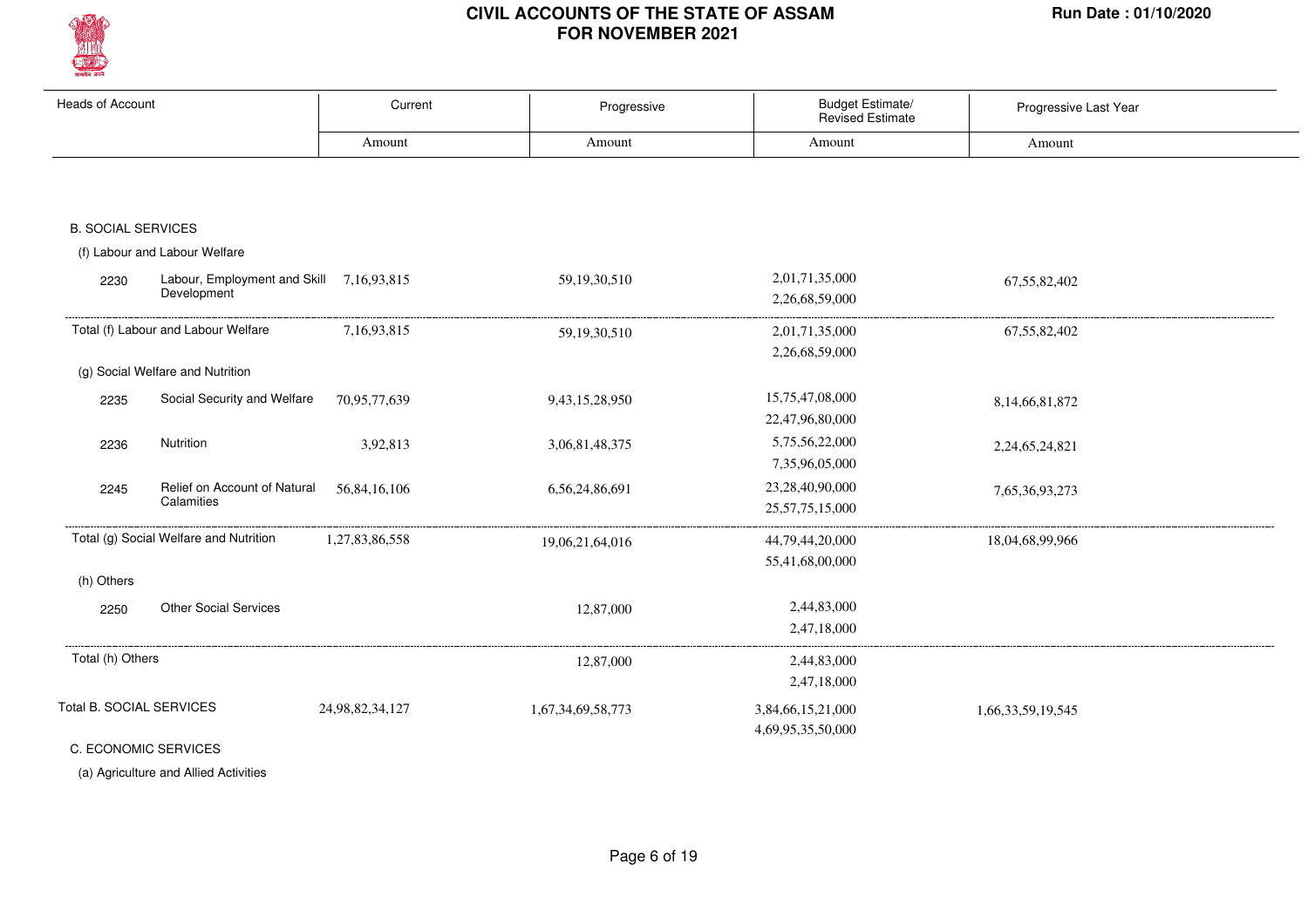# CIVIL ACCOUNTS OF THE STATE OF ASSAM
## FOR NOVEMBER 2021

Run Date : 01/10/2020

| Heads of Account | | Current | Progressive | Budget Estimate/ Revised Estimate | Progressive Last Year |
|---|---|---|---|---|---|
| | | Amount | Amount | Amount | Amount |
| **B. SOCIAL SERVICES** | | | | | |
| (f) Labour and Labour Welfare | | | | | |
| 2230 | Labour, Employment and Skill Development | 7,16,93,815 | 59,19,30,510 | 2,01,71,35,000<br>2,26,68,59,000 | 67,55,82,402 |
| Total (f) Labour and Labour Welfare | | 7,16,93,815 | 59,19,30,510 | 2,01,71,35,000<br>2,26,68,59,000 | 67,55,82,402 |
| (g) Social Welfare and Nutrition | | | | | |
| 2235 | Social Security and Welfare | 70,95,77,639 | 9,43,15,28,950 | 15,75,47,08,000<br>22,47,96,80,000 | 8,14,66,81,872 |
| 2236 | Nutrition | 3,92,813 | 3,06,81,48,375 | 5,75,56,22,000<br>7,35,96,05,000 | 2,24,65,24,821 |
| 2245 | Relief on Account of Natural Calamities | 56,84,16,106 | 6,56,24,86,691 | 23,28,40,90,000<br>25,57,75,15,000 | 7,65,36,93,273 |
| Total (g) Social Welfare and Nutrition | | 1,27,83,86,558 | 19,06,21,64,016 | 44,79,44,20,000<br>55,41,68,00,000 | 18,04,68,99,966 |
| (h) Others | | | | | |
| 2250 | Other Social Services | | 12,87,000 | 2,44,83,000<br>2,47,18,000 | |
| Total (h) Others | | | 12,87,000 | 2,44,83,000<br>2,47,18,000 | |
| Total B. SOCIAL SERVICES | | 24,98,82,34,127 | 1,67,34,69,58,773 | 3,84,66,15,21,000<br>4,69,95,35,50,000 | 1,66,33,59,19,545 |
| **C. ECONOMIC SERVICES** | | | | | |
| (a) Agriculture and Allied Activities | | | | | |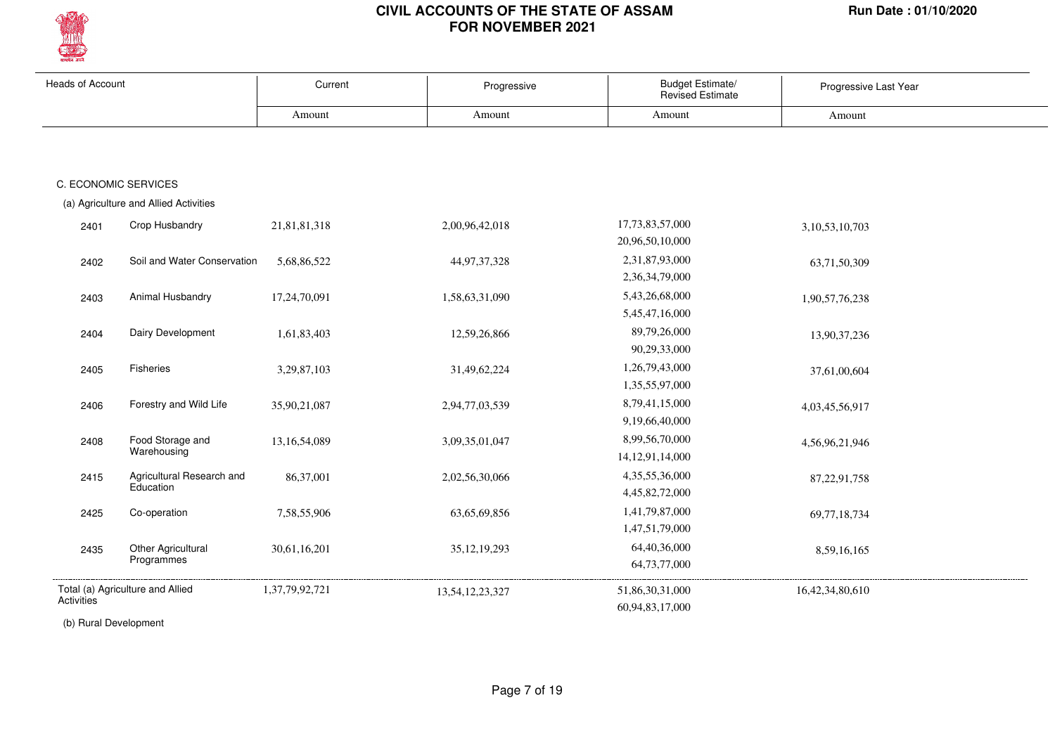# CIVIL ACCOUNTS OF THE STATE OF ASSAM FOR NOVEMBER 2021

Run Date : 01/10/2020

| Heads of Account | | Current | Progressive | Budget Estimate/ Revised Estimate | Progressive Last Year |
|---|---|---|---|---|---|
| | | Amount | Amount | Amount | Amount |
| **C. ECONOMIC SERVICES** | | | | | |
| (a) Agriculture and Allied Activities | | | | | |
| 2401 | Crop Husbandry | 21,81,81,318 | 2,00,96,42,018 | 17,73,83,57,000<br>20,96,50,10,000 | 3,10,53,10,703 |
| 2402 | Soil and Water Conservation | 5,68,86,522 | 44,97,37,328 | 2,31,87,93,000<br>2,36,34,79,000 | 63,71,50,309 |
| 2403 | Animal Husbandry | 17,24,70,091 | 1,58,63,31,090 | 5,43,26,68,000<br>5,45,47,16,000 | 1,90,57,76,238 |
| 2404 | Dairy Development | 1,61,83,403 | 12,59,26,866 | 89,79,26,000<br>90,29,33,000 | 13,90,37,236 |
| 2405 | Fisheries | 3,29,87,103 | 31,49,62,224 | 1,26,79,43,000<br>1,35,55,97,000 | 37,61,00,604 |
| 2406 | Forestry and Wild Life | 35,90,21,087 | 2,94,77,03,539 | 8,79,41,15,000<br>9,19,66,40,000 | 4,03,45,56,917 |
| 2408 | Food Storage and Warehousing | 13,16,54,089 | 3,09,35,01,047 | 8,99,56,70,000<br>14,12,91,14,000 | 4,56,96,21,946 |
| 2415 | Agricultural Research and Education | 86,37,001 | 2,02,56,30,066 | 4,35,55,36,000<br>4,45,82,72,000 | 87,22,91,758 |
| 2425 | Co-operation | 7,58,55,906 | 63,65,69,856 | 1,41,79,87,000<br>1,47,51,79,000 | 69,77,18,734 |
| 2435 | Other Agricultural Programmes | 30,61,16,201 | 35,12,19,293 | 64,40,36,000<br>64,73,77,000 | 8,59,16,165 |
| Total (a) Agriculture and Allied Activities | | 1,37,79,92,721 | 13,54,12,23,327 | 51,86,30,31,000<br>60,94,83,17,000 | 16,42,34,80,610 |

(b) Rural Development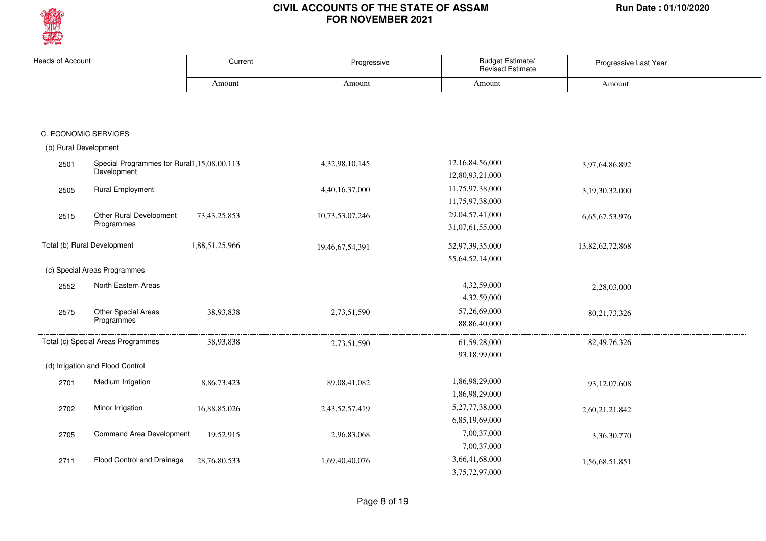# CIVIL ACCOUNTS OF THE STATE OF ASSAM
## FOR NOVEMBER 2021

Run Date : 01/10/2020

| Heads of Account | | Current | Progressive | Budget Estimate/ Revised Estimate | Progressive Last Year |
|---|---|---|---|---|---|
| | | Amount | Amount | Amount | Amount |
| **C. ECONOMIC SERVICES** | | | | | |
| (b) Rural Development | | | | | |
| 2501 | Special Programmes for Rural Development | 1,15,08,00,113 | 4,32,98,10,145 | 12,16,84,56,000<br>12,80,93,21,000 | 3,97,64,86,892 |
| 2505 | Rural Employment | | 4,40,16,37,000 | 11,75,97,38,000<br>11,75,97,38,000 | 3,19,30,32,000 |
| 2515 | Other Rural Development Programmes | 73,43,25,853 | 10,73,53,07,246 | 29,04,57,41,000<br>31,07,61,55,000 | 6,65,67,53,976 |
| Total (b) Rural Development | | 1,88,51,25,966 | 19,46,67,54,391 | 52,97,39,35,000<br>55,64,52,14,000 | 13,82,62,72,868 |
| (c) Special Areas Programmes | | | | | |
| 2552 | North Eastern Areas | | | 4,32,59,000<br>4,32,59,000 | 2,28,03,000 |
| 2575 | Other Special Areas Programmes | 38,93,838 | 2,73,51,590 | 57,26,69,000<br>88,86,40,000 | 80,21,73,326 |
| Total (c) Special Areas Programmes | | 38,93,838 | 2,73,51,590 | 61,59,28,000<br>93,18,99,000 | 82,49,76,326 |
| (d) Irrigation and Flood Control | | | | | |
| 2701 | Medium Irrigation | 8,86,73,423 | 89,08,41,082 | 1,86,98,29,000<br>1,86,98,29,000 | 93,12,07,608 |
| 2702 | Minor Irrigation | 16,88,85,026 | 2,43,52,57,419 | 5,27,77,38,000<br>6,85,19,69,000 | 2,60,21,21,842 |
| 2705 | Command Area Development | 19,52,915 | 2,96,83,068 | 7,00,37,000<br>7,00,37,000 | 3,36,30,770 |
| 2711 | Flood Control and Drainage | 28,76,80,533 | 1,69,40,40,076 | 3,66,41,68,000<br>3,75,72,97,000 | 1,56,68,51,851 |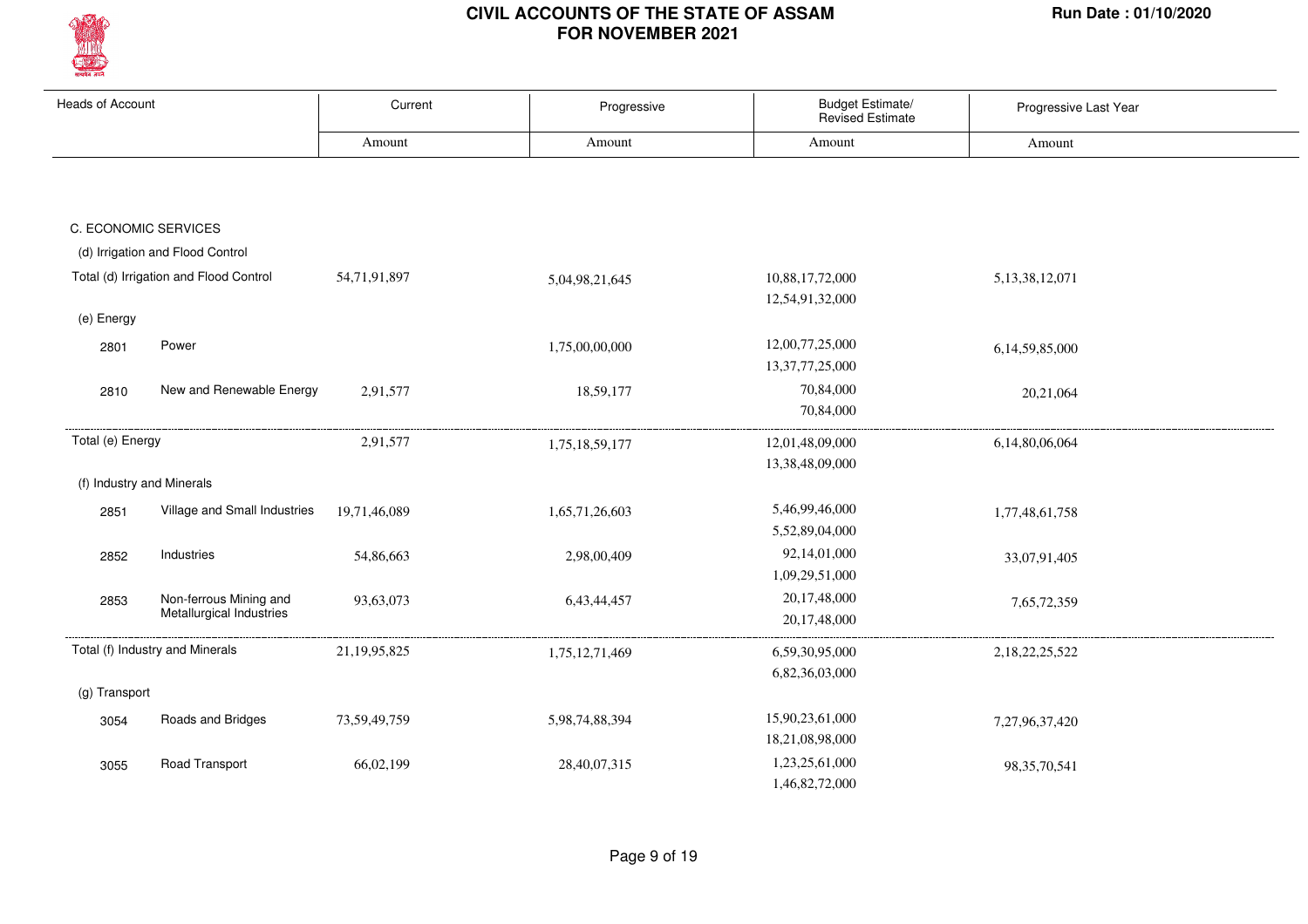# CIVIL ACCOUNTS OF THE STATE OF ASSAM
## FOR NOVEMBER 2021

Run Date : 01/10/2020

| Heads of Account | | Current | Progressive | Budget Estimate/ Revised Estimate | Progressive Last Year |
|---|---|---|---|---|---|
| | | Amount | Amount | Amount | Amount |
| C. ECONOMIC SERVICES | | | | | |
| (d) Irrigation and Flood Control | | | | | |
| Total (d) Irrigation and Flood Control | | 54,71,91,897 | 5,04,98,21,645 | 10,88,17,72,000<br>12,54,91,32,000 | 5,13,38,12,071 |
| (e) Energy | | | | | |
| 2801 | Power | | 1,75,00,00,000 | 12,00,77,25,000<br>13,37,77,25,000 | 6,14,59,85,000 |
| 2810 | New and Renewable Energy | 2,91,577 | 18,59,177 | 70,84,000<br>70,84,000 | 20,21,064 |
| Total (e) Energy | | 2,91,577 | 1,75,18,59,177 | 12,01,48,09,000<br>13,38,48,09,000 | 6,14,80,06,064 |
| (f) Industry and Minerals | | | | | |
| 2851 | Village and Small Industries | 19,71,46,089 | 1,65,71,26,603 | 5,46,99,46,000<br>5,52,89,04,000 | 1,77,48,61,758 |
| 2852 | Industries | 54,86,663 | 2,98,00,409 | 92,14,01,000<br>1,09,29,51,000 | 33,07,91,405 |
| 2853 | Non-ferrous Mining and Metallurgical Industries | 93,63,073 | 6,43,44,457 | 20,17,48,000<br>20,17,48,000 | 7,65,72,359 |
| Total (f) Industry and Minerals | | 21,19,95,825 | 1,75,12,71,469 | 6,59,30,95,000<br>6,82,36,03,000 | 2,18,22,25,522 |
| (g) Transport | | | | | |
| 3054 | Roads and Bridges | 73,59,49,759 | 5,98,74,88,394 | 15,90,23,61,000<br>18,21,08,98,000 | 7,27,96,37,420 |
| 3055 | Road Transport | 66,02,199 | 28,40,07,315 | 1,23,25,61,000<br>1,46,82,72,000 | 98,35,70,541 |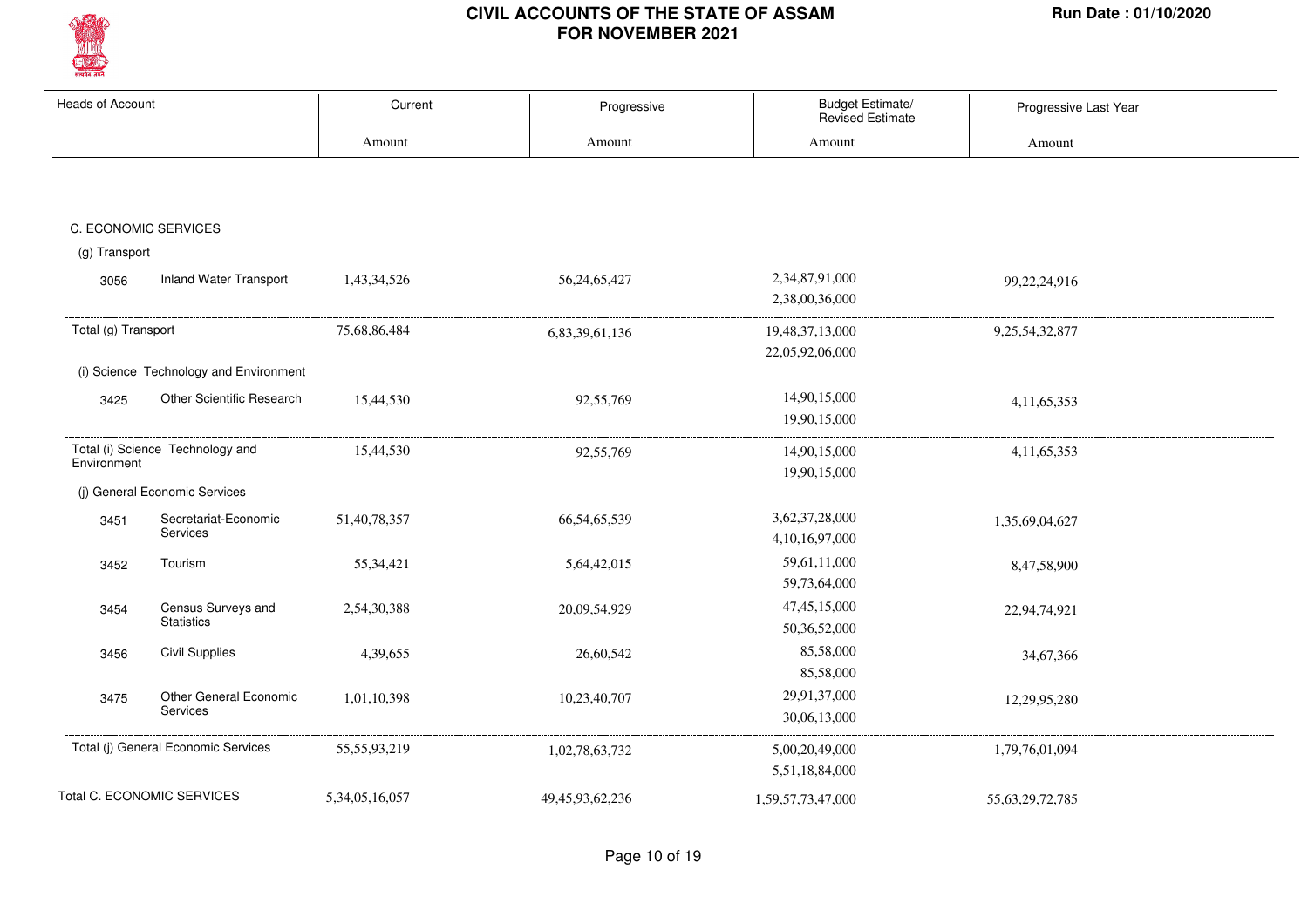# CIVIL ACCOUNTS OF THE STATE OF ASSAM
## FOR NOVEMBER 2021

Run Date : 01/10/2020

| Heads of Account | | Current | Progressive | Budget Estimate/ Revised Estimate | Progressive Last Year |
|---|---|---|---|---|---|
| | | Amount | Amount | Amount | Amount |
| C. ECONOMIC SERVICES | | | | | |
| (g) Transport | | | | | |
| 3056 | Inland Water Transport | 1,43,34,526 | 56,24,65,427 | 2,34,87,91,000<br>2,38,00,36,000 | 99,22,24,916 |
| Total (g) Transport | | 75,68,86,484 | 6,83,39,61,136 | 19,48,37,13,000<br>22,05,92,06,000 | 9,25,54,32,877 |
| (i) Science Technology and Environment | | | | | |
| 3425 | Other Scientific Research | 15,44,530 | 92,55,769 | 14,90,15,000<br>19,90,15,000 | 4,11,65,353 |
| Total (i) Science Technology and Environment | | 15,44,530 | 92,55,769 | 14,90,15,000<br>19,90,15,000 | 4,11,65,353 |
| (j) General Economic Services | | | | | |
| 3451 | Secretariat-Economic Services | 51,40,78,357 | 66,54,65,539 | 3,62,37,28,000<br>4,10,16,97,000 | 1,35,69,04,627 |
| 3452 | Tourism | 55,34,421 | 5,64,42,015 | 59,61,11,000<br>59,73,64,000 | 8,47,58,900 |
| 3454 | Census Surveys and Statistics | 2,54,30,388 | 20,09,54,929 | 47,45,15,000<br>50,36,52,000 | 22,94,74,921 |
| 3456 | Civil Supplies | 4,39,655 | 26,60,542 | 85,58,000<br>85,58,000 | 34,67,366 |
| 3475 | Other General Economic Services | 1,01,10,398 | 10,23,40,707 | 29,91,37,000<br>30,06,13,000 | 12,29,95,280 |
| Total (j) General Economic Services | | 55,55,93,219 | 1,02,78,63,732 | 5,00,20,49,000<br>5,51,18,84,000 | 1,79,76,01,094 |
| Total C. ECONOMIC SERVICES | | 5,34,05,16,057 | 49,45,93,62,236 | 1,59,57,73,47,000 | 55,63,29,72,785 |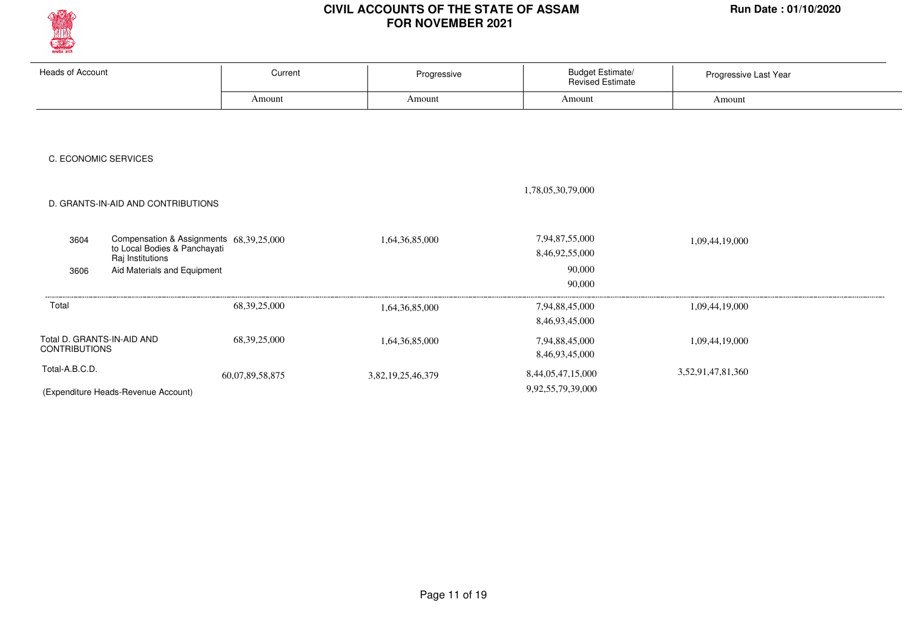# CIVIL ACCOUNTS OF THE STATE OF ASSAM
## FOR NOVEMBER 2021

Run Date : 01/10/2020

| Heads of Account | | Current | Progressive | Budget Estimate/ Revised Estimate | Progressive Last Year |
|---|---|---|---|---|---|
| | | Amount | Amount | Amount | Amount |
| C. ECONOMIC SERVICES | | | | | |
| | | | | 1,78,05,30,79,000 | |
| D. GRANTS-IN-AID AND CONTRIBUTIONS | | | | | |
| 3604 | Compensation & Assignments to Local Bodies & Panchayati Raj Institutions | 68,39,25,000 | 1,64,36,85,000 | 7,94,87,55,000<br>8,46,92,55,000 | 1,09,44,19,000 |
| 3606 | Aid Materials and Equipment | | | 90,000<br>90,000 | |
| Total | | 68,39,25,000 | 1,64,36,85,000 | 7,94,88,45,000<br>8,46,93,45,000 | 1,09,44,19,000 |
| Total D. GRANTS-IN-AID AND CONTRIBUTIONS | | 68,39,25,000 | 1,64,36,85,000 | 7,94,88,45,000<br>8,46,93,45,000 | 1,09,44,19,000 |
| Total-A.B.C.D. | | 60,07,89,58,875 | 3,82,19,25,46,379 | 8,44,05,47,15,000<br>9,92,55,79,39,000 | 3,52,91,47,81,360 |
| (Expenditure Heads-Revenue Account) | | | | | |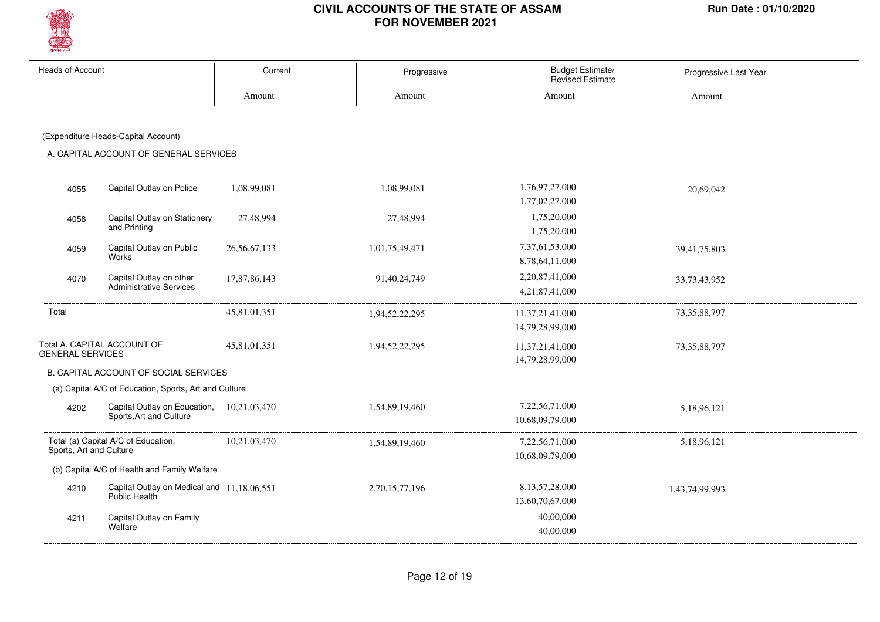# CIVIL ACCOUNTS OF THE STATE OF ASSAM
## FOR NOVEMBER 2021

Run Date : 01/10/2020

| Heads of Account | | Current | Progressive | Budget Estimate/ Revised Estimate | Progressive Last Year |
|---|---|---|---|---|---|
| | | Amount | Amount | Amount | Amount |
| (Expenditure Heads-Capital Account) | | | | | |
| A. CAPITAL ACCOUNT OF GENERAL SERVICES | | | | | |
| 4055 | Capital Outlay on Police | 1,08,99,081 | 1,08,99,081 | 1,76,97,27,000<br>1,77,02,27,000 | 20,69,042 |
| 4058 | Capital Outlay on Stationery and Printing | 27,48,994 | 27,48,994 | 1,75,20,000<br>1,75,20,000 | |
| 4059 | Capital Outlay on Public Works | 26,56,67,133 | 1,01,75,49,471 | 7,37,61,53,000<br>8,78,64,11,000 | 39,41,75,803 |
| 4070 | Capital Outlay on other Administrative Services | 17,87,86,143 | 91,40,24,749 | 2,20,87,41,000<br>4,21,87,41,000 | 33,73,43,952 |
| Total | | 45,81,01,351 | 1,94,52,22,295 | 11,37,21,41,000<br>14,79,28,99,000 | 73,35,88,797 |
| Total A. CAPITAL ACCOUNT OF GENERAL SERVICES | | 45,81,01,351 | 1,94,52,22,295 | 11,37,21,41,000<br>14,79,28,99,000 | 73,35,88,797 |
| B. CAPITAL ACCOUNT OF SOCIAL SERVICES | | | | | |
| (a) Capital A/C of Education, Sports, Art and Culture | | | | | |
| 4202 | Capital Outlay on Education, Sports,Art and Culture | 10,21,03,470 | 1,54,89,19,460 | 7,22,56,71,000<br>10,68,09,79,000 | 5,18,96,121 |
| Total (a) Capital A/C of Education, Sports, Art and Culture | | 10,21,03,470 | 1,54,89,19,460 | 7,22,56,71,000<br>10,68,09,79,000 | 5,18,96,121 |
| (b) Capital A/C of Health and Family Welfare | | | | | |
| 4210 | Capital Outlay on Medical and Public Health | 11,18,06,551 | 2,70,15,77,196 | 8,13,57,28,000<br>13,60,70,67,000 | 1,43,74,99,993 |
| 4211 | Capital Outlay on Family Welfare | | | 40,00,000<br>40,00,000 | |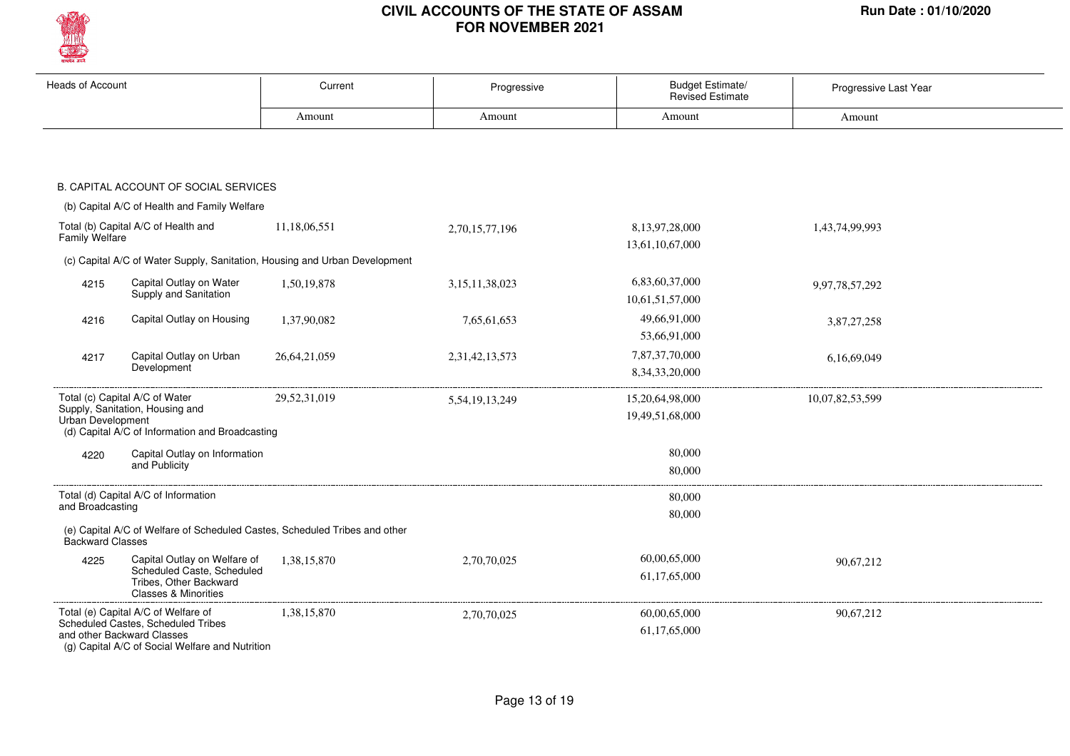# CIVIL ACCOUNTS OF THE STATE OF ASSAM
## FOR NOVEMBER 2021

| Heads of Account | | Current | Progressive | Budget Estimate/ Revised Estimate | Progressive Last Year |
|---|---|---|---|---|---|
| | | Amount | Amount | Amount | Amount |
| **B. CAPITAL ACCOUNT OF SOCIAL SERVICES** | | | | | |
| (b) Capital A/C of Health and Family Welfare | | | | | |
| Total (b) Capital A/C of Health and Family Welfare | | 11,18,06,551 | 2,70,15,77,196 | 8,13,97,28,000<br>13,61,10,67,000 | 1,43,74,99,993 |
| (c) Capital A/C of Water Supply, Sanitation, Housing and Urban Development | | | | | |
| 4215 | Capital Outlay on Water Supply and Sanitation | 1,50,19,878 | 3,15,11,38,023 | 6,83,60,37,000<br>10,61,51,57,000 | 9,97,78,57,292 |
| 4216 | Capital Outlay on Housing | 1,37,90,082 | 7,65,61,653 | 49,66,91,000<br>53,66,91,000 | 3,87,27,258 |
| 4217 | Capital Outlay on Urban Development | 26,64,21,059 | 2,31,42,13,573 | 7,87,37,70,000<br>8,34,33,20,000 | 6,16,69,049 |
| Total (c) Capital A/C of Water Supply, Sanitation, Housing and Urban Development | | 29,52,31,019 | 5,54,19,13,249 | 15,20,64,98,000<br>19,49,51,68,000 | 10,07,82,53,599 |
| (d) Capital A/C of Information and Broadcasting | | | | | |
| 4220 | Capital Outlay on Information and Publicity | | | 80,000<br>80,000 | |
| Total (d) Capital A/C of Information and Broadcasting | | | | 80,000<br>80,000 | |
| (e) Capital A/C of Welfare of Scheduled Castes, Scheduled Tribes and other Backward Classes | | | | | |
| 4225 | Capital Outlay on Welfare of Scheduled Caste, Scheduled Tribes, Other Backward Classes & Minorities | 1,38,15,870 | 2,70,70,025 | 60,00,65,000<br>61,17,65,000 | 90,67,212 |
| Total (e) Capital A/C of Welfare of Scheduled Castes, Scheduled Tribes and other Backward Classes | | 1,38,15,870 | 2,70,70,025 | 60,00,65,000<br>61,17,65,000 | 90,67,212 |
| (g) Capital A/C of Social Welfare and Nutrition | | | | | |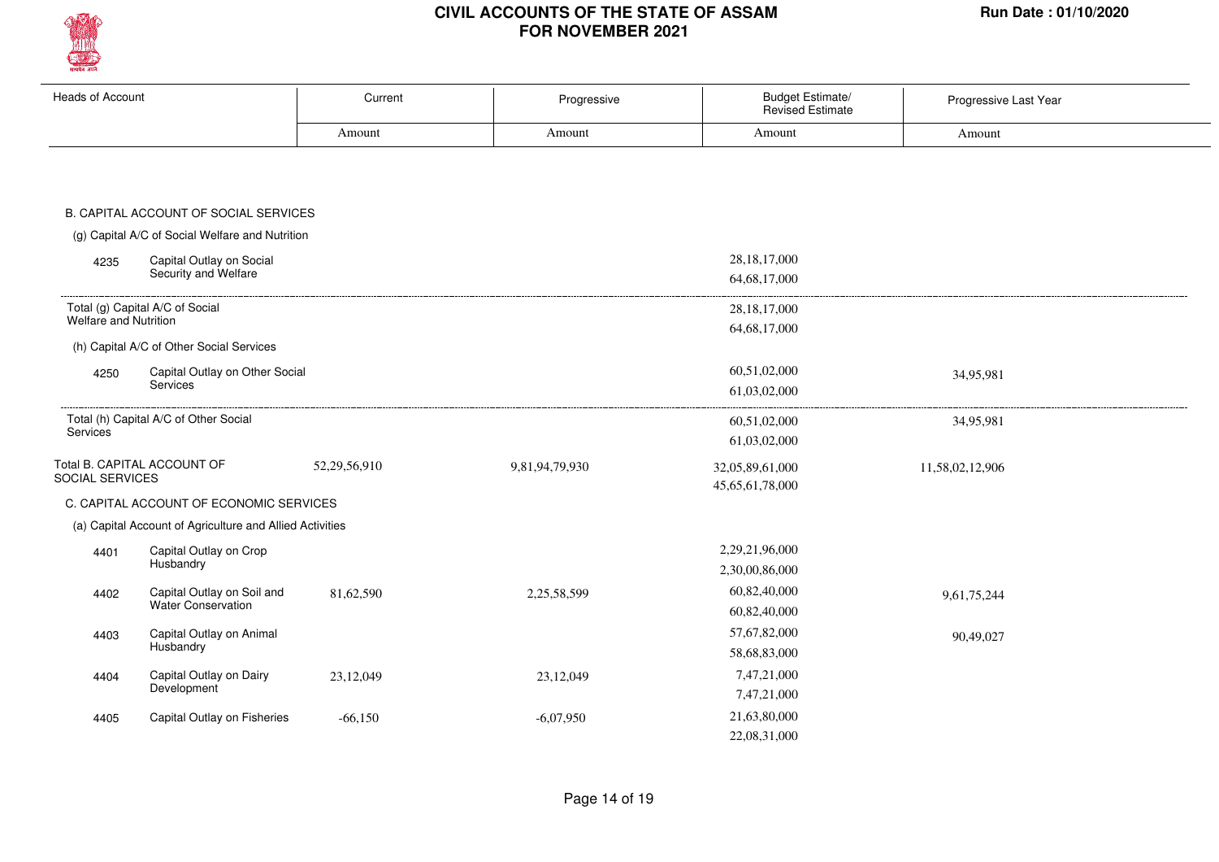# CIVIL ACCOUNTS OF THE STATE OF ASSAM FOR NOVEMBER 2021

Run Date : 01/10/2020

| Heads of Account | | Current | Progressive | Budget Estimate/ Revised Estimate | Progressive Last Year |
|---|---|---|---|---|---|
| | | Amount | Amount | Amount | Amount |
| B. CAPITAL ACCOUNT OF SOCIAL SERVICES | | | | | |
| (g) Capital A/C of Social Welfare and Nutrition | | | | | |
| 4235 | Capital Outlay on Social Security and Welfare | | | 28,18,17,000<br>64,68,17,000 | |
| Total (g) Capital A/C of Social Welfare and Nutrition | | | | 28,18,17,000<br>64,68,17,000 | |
| (h) Capital A/C of Other Social Services | | | | | |
| 4250 | Capital Outlay on Other Social Services | | | 60,51,02,000<br>61,03,02,000 | 34,95,981 |
| Total (h) Capital A/C of Other Social Services | | | | 60,51,02,000<br>61,03,02,000 | 34,95,981 |
| Total B. CAPITAL ACCOUNT OF SOCIAL SERVICES | | 52,29,56,910 | 9,81,94,79,930 | 32,05,89,61,000<br>45,65,61,78,000 | 11,58,02,12,906 |
| C. CAPITAL ACCOUNT OF ECONOMIC SERVICES | | | | | |
| (a) Capital Account of Agriculture and Allied Activities | | | | | |
| 4401 | Capital Outlay on Crop Husbandry | | | 2,29,21,96,000<br>2,30,00,86,000 | |
| 4402 | Capital Outlay on Soil and Water Conservation | 81,62,590 | 2,25,58,599 | 60,82,40,000<br>60,82,40,000 | 9,61,75,244 |
| 4403 | Capital Outlay on Animal Husbandry | | | 57,67,82,000<br>58,68,83,000 | 90,49,027 |
| 4404 | Capital Outlay on Dairy Development | 23,12,049 | 23,12,049 | 7,47,21,000<br>7,47,21,000 | |
| 4405 | Capital Outlay on Fisheries | -66,150 | -6,07,950 | 21,63,80,000<br>22,08,31,000 | |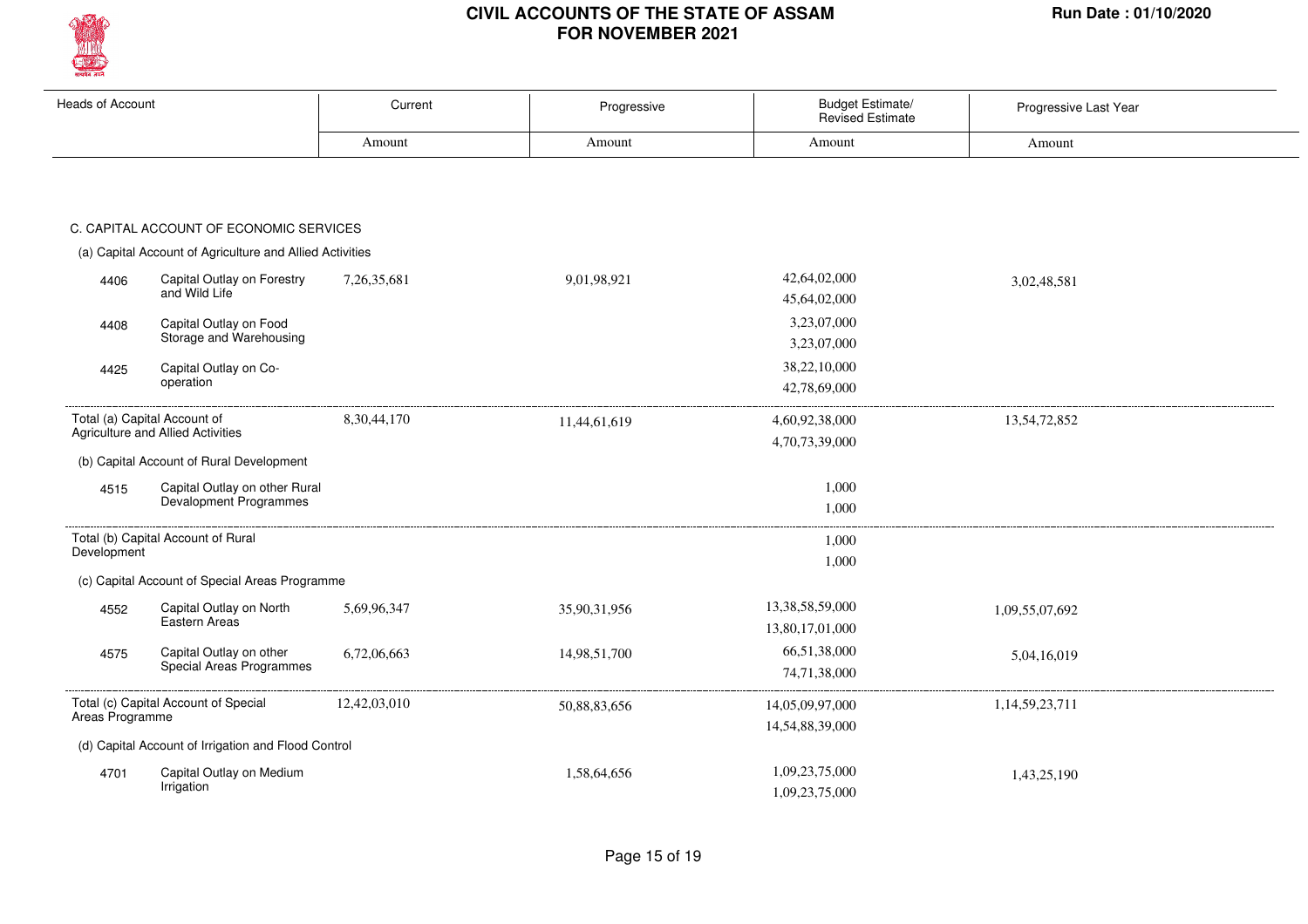# CIVIL ACCOUNTS OF THE STATE OF ASSAM FOR NOVEMBER 2021

Run Date : 01/10/2020

| Heads of Account | | Current | Progressive | Budget Estimate/ Revised Estimate | Progressive Last Year |
|---|---|---|---|---|---|
| | | Amount | Amount | Amount | Amount |
| **C. CAPITAL ACCOUNT OF ECONOMIC SERVICES** | | | | | |
| (a) Capital Account of Agriculture and Allied Activities | | | | | |
| 4406 | Capital Outlay on Forestry and Wild Life | 7,26,35,681 | 9,01,98,921 | 42,64,02,000<br>45,64,02,000 | 3,02,48,581 |
| 4408 | Capital Outlay on Food Storage and Warehousing | | | 3,23,07,000<br>3,23,07,000 | |
| 4425 | Capital Outlay on Co-operation | | | 38,22,10,000<br>42,78,69,000 | |
| Total (a) Capital Account of Agriculture and Allied Activities | | 8,30,44,170 | 11,44,61,619 | 4,60,92,38,000<br>4,70,73,39,000 | 13,54,72,852 |
| (b) Capital Account of Rural Development | | | | | |
| 4515 | Capital Outlay on other Rural Devalopment Programmes | | | 1,000<br>1,000 | |
| Total (b) Capital Account of Rural Development | | | | 1,000<br>1,000 | |
| (c) Capital Account of Special Areas Programme | | | | | |
| 4552 | Capital Outlay on North Eastern Areas | 5,69,96,347 | 35,90,31,956 | 13,38,58,59,000<br>13,80,17,01,000 | 1,09,55,07,692 |
| 4575 | Capital Outlay on other Special Areas Programmes | 6,72,06,663 | 14,98,51,700 | 66,51,38,000<br>74,71,38,000 | 5,04,16,019 |
| Total (c) Capital Account of Special Areas Programme | | 12,42,03,010 | 50,88,83,656 | 14,05,09,97,000<br>14,54,88,39,000 | 1,14,59,23,711 |
| (d) Capital Account of Irrigation and Flood Control | | | | | |
| 4701 | Capital Outlay on Medium Irrigation | | 1,58,64,656 | 1,09,23,75,000<br>1,09,23,75,000 | 1,43,25,190 |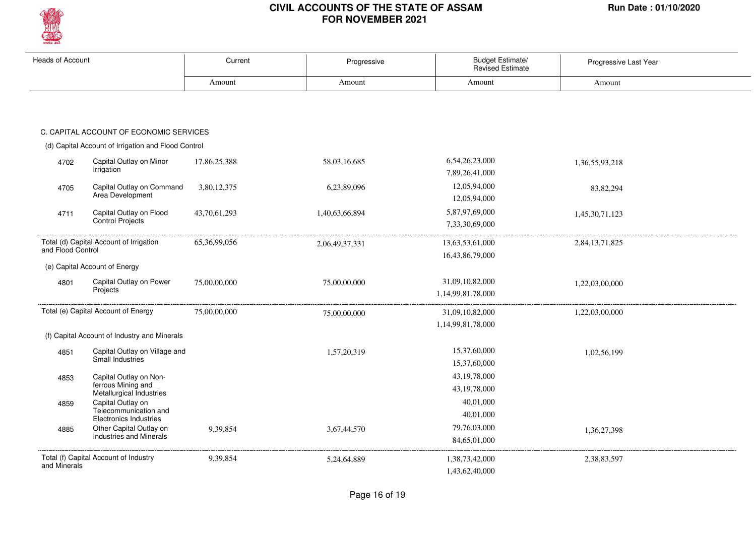| Heads of Account | | Current | Progressive | Budget Estimate/ Revised Estimate | Progressive Last Year |
|---|---|---|---|---|---|
| | | Amount | Amount | Amount | Amount |
| **C. CAPITAL ACCOUNT OF ECONOMIC SERVICES** | | | | | |
| (d) Capital Account of Irrigation and Flood Control | | | | | |
| 4702 | Capital Outlay on Minor Irrigation | 17,86,25,388 | 58,03,16,685 | 6,54,26,23,000<br>7,89,26,41,000 | 1,36,55,93,218 |
| 4705 | Capital Outlay on Command Area Development | 3,80,12,375 | 6,23,89,096 | 12,05,94,000<br>12,05,94,000 | 83,82,294 |
| 4711 | Capital Outlay on Flood Control Projects | 43,70,61,293 | 1,40,63,66,894 | 5,87,97,69,000<br>7,33,30,69,000 | 1,45,30,71,123 |
| Total (d) Capital Account of Irrigation and Flood Control | | 65,36,99,056 | 2,06,49,37,331 | 13,63,53,61,000<br>16,43,86,79,000 | 2,84,13,71,825 |
| (e) Capital Account of Energy | | | | | |
| 4801 | Capital Outlay on Power Projects | 75,00,00,000 | 75,00,00,000 | 31,09,10,82,000<br>1,14,99,81,78,000 | 1,22,03,00,000 |
| Total (e) Capital Account of Energy | | 75,00,00,000 | 75,00,00,000 | 31,09,10,82,000<br>1,14,99,81,78,000 | 1,22,03,00,000 |
| (f) Capital Account of Industry and Minerals | | | | | |
| 4851 | Capital Outlay on Village and Small Industries | | 1,57,20,319 | 15,37,60,000<br>15,37,60,000 | 1,02,56,199 |
| 4853 | Capital Outlay on Non-ferrous Mining and Metallurgical Industries | | | 43,19,78,000<br>43,19,78,000 | |
| 4859 | Capital Outlay on Telecommunication and Electronics Industries | | | 40,01,000<br>40,01,000 | |
| 4885 | Other Capital Outlay on Industries and Minerals | 9,39,854 | 3,67,44,570 | 79,76,03,000<br>84,65,01,000 | 1,36,27,398 |
| Total (f) Capital Account of Industry and Minerals | | 9,39,854 | 5,24,64,889 | 1,38,73,42,000<br>1,43,62,40,000 | 2,38,83,597 |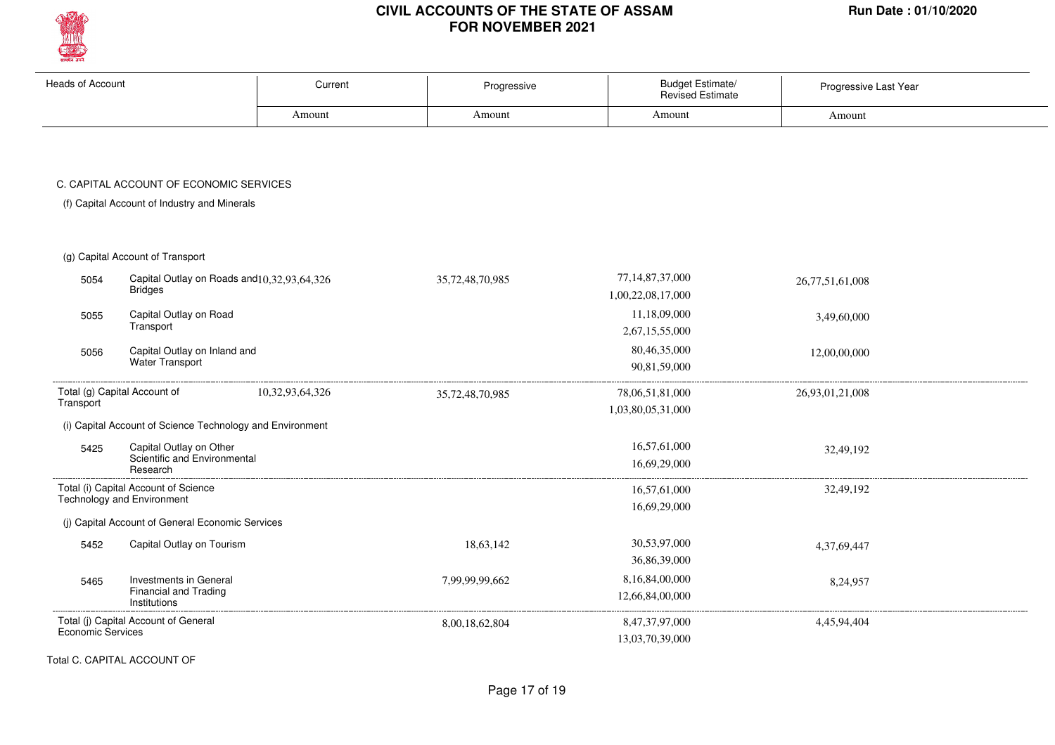# CIVIL ACCOUNTS OF THE STATE OF ASSAM
# FOR NOVEMBER 2021

Run Date : 01/10/2020

| Heads of Account | | Current | Progressive | Budget Estimate/ Revised Estimate | Progressive Last Year |
|---|---|---|---|---|---|
| | | Amount | Amount | Amount | Amount |
| **C. CAPITAL ACCOUNT OF ECONOMIC SERVICES** | | | | | |
| (f) Capital Account of Industry and Minerals | | | | | |
| (g) Capital Account of Transport | | | | | |
| 5054 | Capital Outlay on Roads and Bridges | 10,32,93,64,326 | 35,72,48,70,985 | 77,14,87,37,000<br>1,00,22,08,17,000 | 26,77,51,61,008 |
| 5055 | Capital Outlay on Road Transport | | | 11,18,09,000<br>2,67,15,55,000 | 3,49,60,000 |
| 5056 | Capital Outlay on Inland and Water Transport | | | 80,46,35,000<br>90,81,59,000 | 12,00,00,000 |
| Total (g) Capital Account of Transport | | 10,32,93,64,326 | 35,72,48,70,985 | 78,06,51,81,000<br>1,03,80,05,31,000 | 26,93,01,21,008 |
| (i) Capital Account of Science Technology and Environment | | | | | |
| 5425 | Capital Outlay on Other Scientific and Environmental Research | | | 16,57,61,000<br>16,69,29,000 | 32,49,192 |
| Total (i) Capital Account of Science Technology and Environment | | | | 16,57,61,000<br>16,69,29,000 | 32,49,192 |
| (j) Capital Account of General Economic Services | | | | | |
| 5452 | Capital Outlay on Tourism | | 18,63,142 | 30,53,97,000<br>36,86,39,000 | 4,37,69,447 |
| 5465 | Investments in General Financial and Trading Institutions | | 7,99,99,99,662 | 8,16,84,00,000<br>12,66,84,00,000 | 8,24,957 |
| Total (j) Capital Account of General Economic Services | | | 8,00,18,62,804 | 8,47,37,97,000<br>13,03,70,39,000 | 4,45,94,404 |

Total C. CAPITAL ACCOUNT OF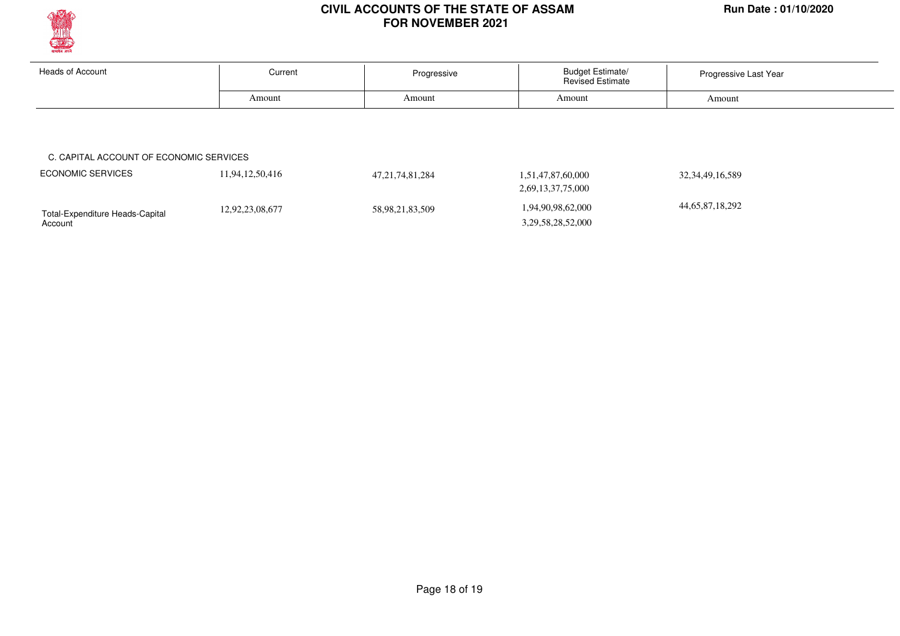# CIVIL ACCOUNTS OF THE STATE OF ASSAM
## FOR NOVEMBER 2021

Run Date : 01/10/2020

| Heads of Account | Current | Progressive | Budget Estimate/ Revised Estimate | Progressive Last Year |
|---|---|---|---|---|
| | Amount | Amount | Amount | Amount |
| C. CAPITAL ACCOUNT OF ECONOMIC SERVICES | | | | |
| ECONOMIC SERVICES | 11,94,12,50,416 | 47,21,74,81,284 | 1,51,47,87,60,000<br>2,69,13,37,75,000 | 32,34,49,16,589 |
| Total-Expenditure Heads-Capital Account | 12,92,23,08,677 | 58,98,21,83,509 | 1,94,90,98,62,000<br>3,29,58,28,52,000 | 44,65,87,18,292 |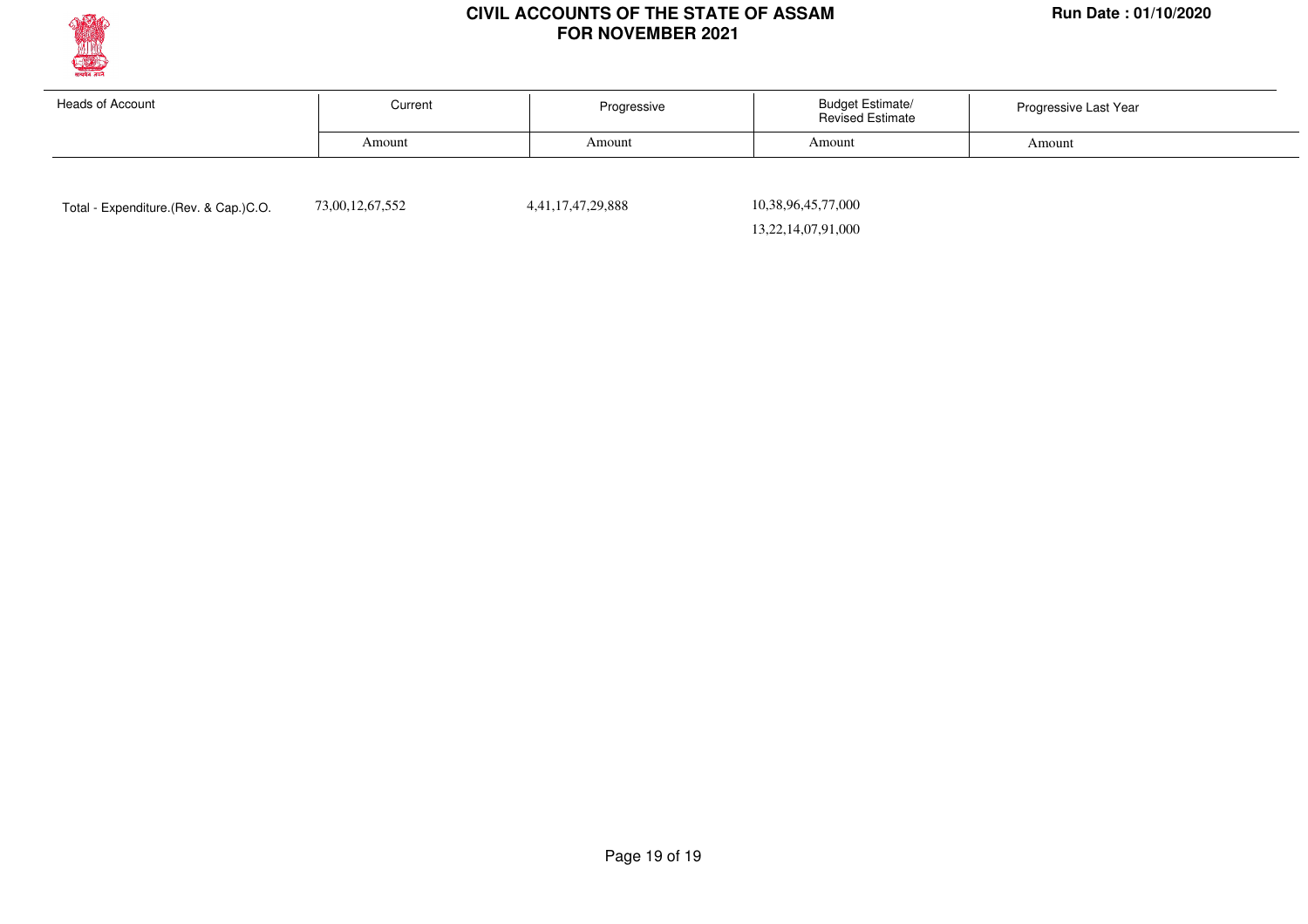# CIVIL ACCOUNTS OF THE STATE OF ASSAM
## FOR NOVEMBER 2021

Run Date : 01/10/2020

| Heads of Account | Current | Progressive | Budget Estimate/ Revised Estimate | Progressive Last Year |
|---|---|---|---|---|
| | Amount | Amount | Amount | Amount |
| Total - Expenditure.(Rev. & Cap.)C.O. | 73,00,12,67,552 | 4,41,17,47,29,888 | 10,38,96,45,77,000 | |
| | | | 13,22,14,07,91,000 | |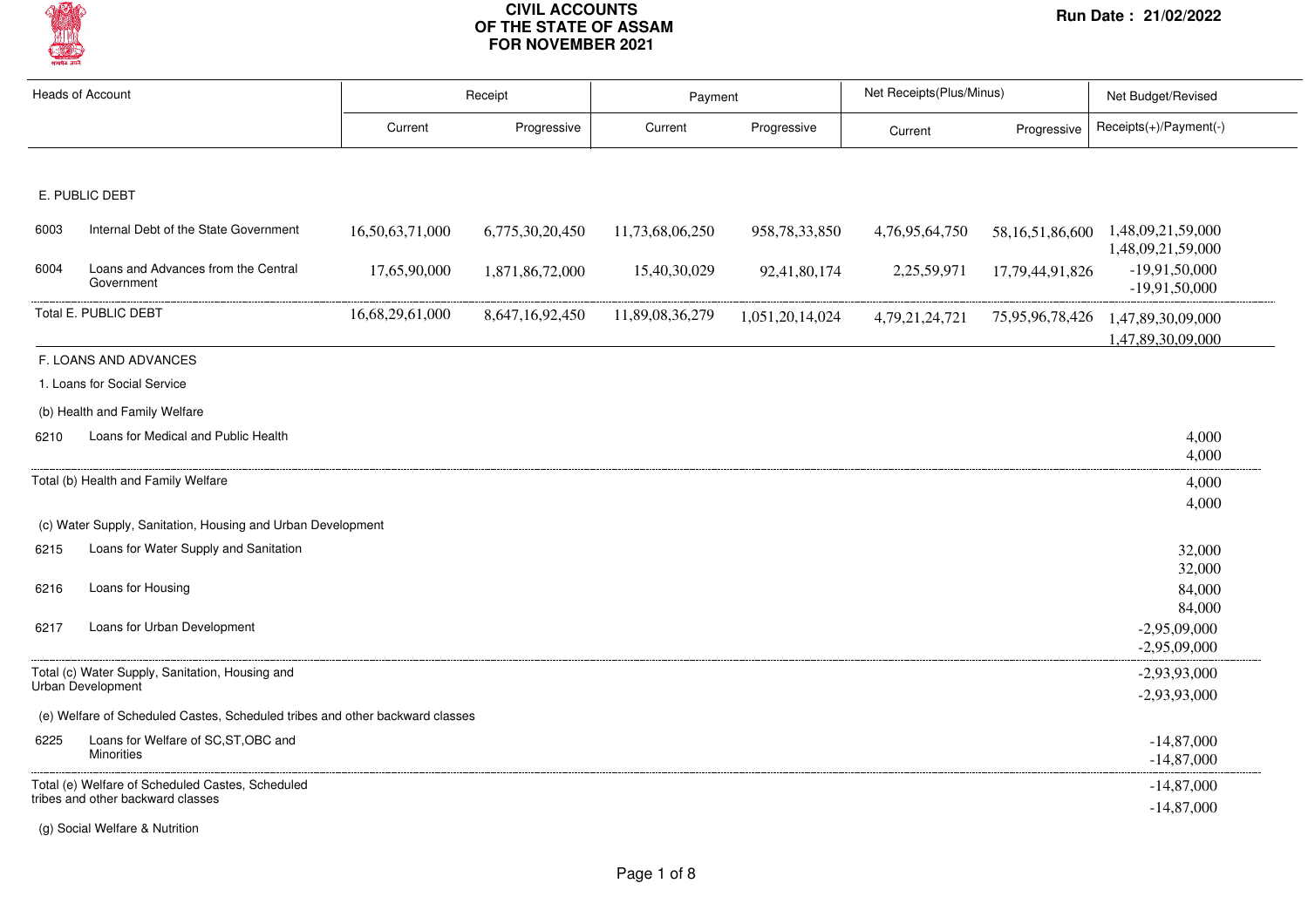# CIVIL ACCOUNTS OF THE STATE OF ASSAM FOR NOVEMBER 2021

Run Date : 21/02/2022

| Heads of Account | | Receipt | | Payment | | Net Receipts(Plus/Minus) | | Net Budget/Revised |
|---|---|---|---|---|---|---|---|---|
| | | Current | Progressive | Current | Progressive | Current | Progressive | Receipts(+)/Payment(-) |
| **E. PUBLIC DEBT** | | | | | | | | |
| 6003 | Internal Debt of the State Government | 16,50,63,71,000 | 6,775,30,20,450 | 11,73,68,06,250 | 958,78,33,850 | 4,76,95,64,750 | 58,16,51,86,600 | 1,48,09,21,59,000 <br> 1,48,09,21,59,000 |
| 6004 | Loans and Advances from the Central Government | 17,65,90,000 | 1,871,86,72,000 | 15,40,30,029 | 92,41,80,174 | 2,25,59,971 | 17,79,44,91,826 | -19,91,50,000 <br> -19,91,50,000 |
| Total E. PUBLIC DEBT | | 16,68,29,61,000 | 8,647,16,92,450 | 11,89,08,36,279 | 1,051,20,14,024 | 4,79,21,24,721 | 75,95,96,78,426 | 1,47,89,30,09,000 <br> 1,47,89,30,09,000 |
| **F. LOANS AND ADVANCES** | | | | | | | | |
| 1. Loans for Social Service | | | | | | | | |
| (b) Health and Family Welfare | | | | | | | | |
| 6210 | Loans for Medical and Public Health | | | | | | | 4,000 <br> 4,000 |
| Total (b) Health and Family Welfare | | | | | | | | 4,000 <br> 4,000 |
| (c) Water Supply, Sanitation, Housing and Urban Development | | | | | | | | |
| 6215 | Loans for Water Supply and Sanitation | | | | | | | 32,000 <br> 32,000 |
| 6216 | Loans for Housing | | | | | | | 84,000 <br> 84,000 |
| 6217 | Loans for Urban Development | | | | | | | -2,95,09,000 <br> -2,95,09,000 |
| Total (c) Water Supply, Sanitation, Housing and Urban Development | | | | | | | | -2,93,93,000 <br> -2,93,93,000 |
| (e) Welfare of Scheduled Castes, Scheduled tribes and other backward classes | | | | | | | | |
| 6225 | Loans for Welfare of SC,ST,OBC and Minorities | | | | | | | -14,87,000 <br> -14,87,000 |
| Total (e) Welfare of Scheduled Castes, Scheduled tribes and other backward classes | | | | | | | | -14,87,000 <br> -14,87,000 |
| (g) Social Welfare & Nutrition | | | | | | | | |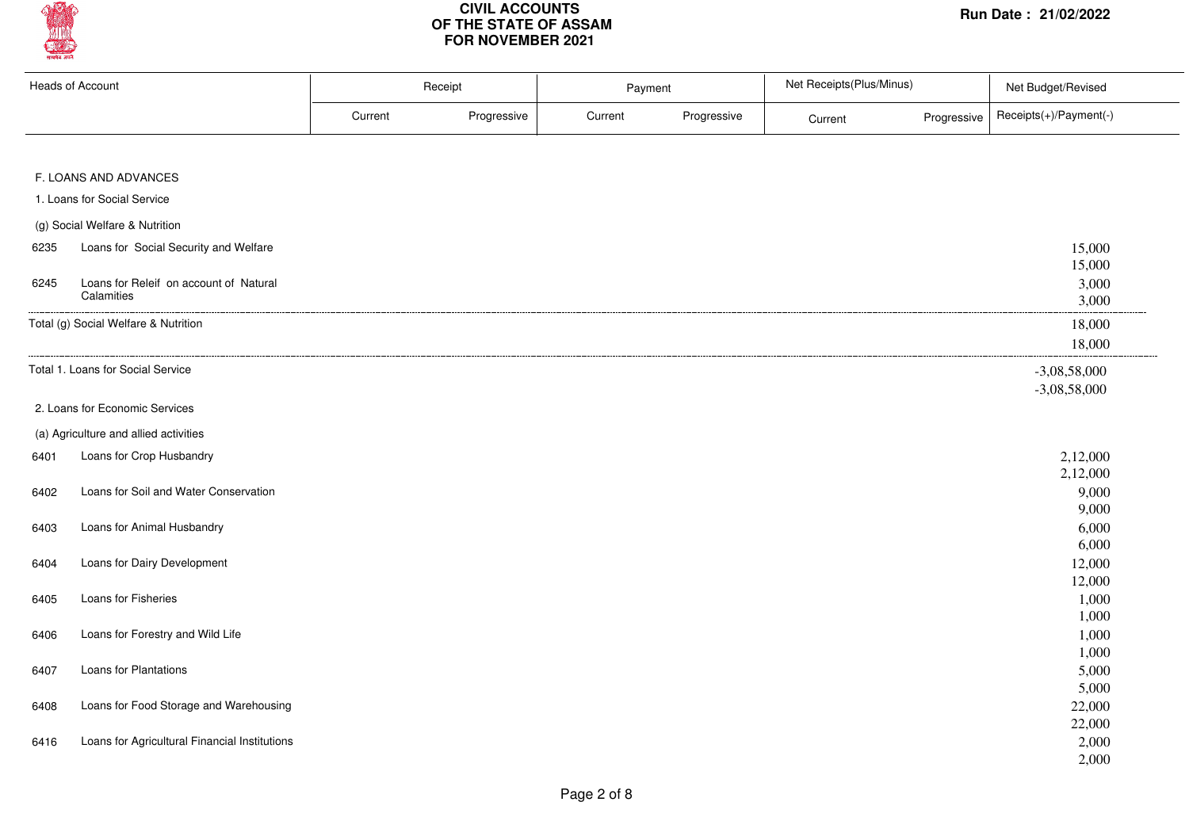# CIVIL ACCOUNTS OF THE STATE OF ASSAM FOR NOVEMBER 2021

Run Date : 21/02/2022

| Heads of Account | | Receipt | | Payment | | Net Receipts(Plus/Minus) | | Net Budget/Revised |
|---|---|---|---|---|---|---|---|---|
| | | Current | Progressive | Current | Progressive | Current | Progressive | Receipts(+)/Payment(-) |
| **F. LOANS AND ADVANCES** | | | | | | | | |
| 1. Loans for Social Service | | | | | | | | |
| (g) Social Welfare & Nutrition | | | | | | | | |
| 6235 | Loans for Social Security and Welfare | | | | | | | 15,000<br>15,000 |
| 6245 | Loans for Releif on account of Natural Calamities | | | | | | | 3,000<br>3,000 |
| Total (g) Social Welfare & Nutrition | | | | | | | | 18,000<br>18,000 |
| Total 1. Loans for Social Service | | | | | | | | -3,08,58,000<br>-3,08,58,000 |
| 2. Loans for Economic Services | | | | | | | | |
| (a) Agriculture and allied activities | | | | | | | | |
| 6401 | Loans for Crop Husbandry | | | | | | | 2,12,000<br>2,12,000 |
| 6402 | Loans for Soil and Water Conservation | | | | | | | 9,000<br>9,000 |
| 6403 | Loans for Animal Husbandry | | | | | | | 6,000<br>6,000 |
| 6404 | Loans for Dairy Development | | | | | | | 12,000<br>12,000 |
| 6405 | Loans for Fisheries | | | | | | | 1,000<br>1,000 |
| 6406 | Loans for Forestry and Wild Life | | | | | | | 1,000<br>1,000 |
| 6407 | Loans for Plantations | | | | | | | 5,000<br>5,000 |
| 6408 | Loans for Food Storage and Warehousing | | | | | | | 22,000<br>22,000 |
| 6416 | Loans for Agricultural Financial Institutions | | | | | | | 2,000<br>2,000 |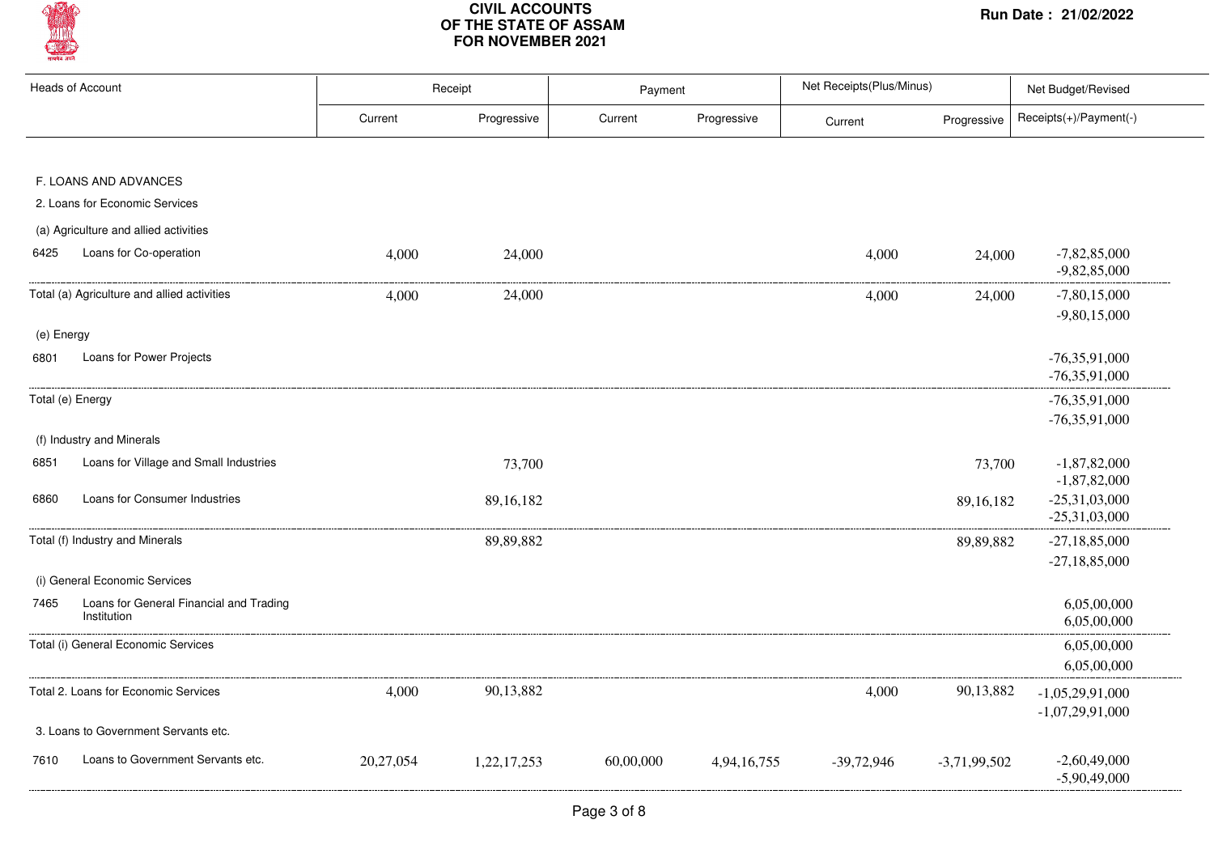# CIVIL ACCOUNTS OF THE STATE OF ASSAM FOR NOVEMBER 2021

Run Date : 21/02/2022

| Heads of Account | Receipt | | Payment | | Net Receipts(Plus/Minus) | | Net Budget/Revised |
|---|---|---|---|---|---|---|---|
| | Current | Progressive | Current | Progressive | Current | Progressive | Receipts(+)/Payment(-) |
| **F. LOANS AND ADVANCES** | | | | | | | |
| 2. Loans for Economic Services | | | | | | | |
| (a) Agriculture and allied activities | | | | | | | |
| 6425 Loans for Co-operation | 4,000 | 24,000 | | | 4,000 | 24,000 | -7,82,85,000<br>-9,82,85,000 |
| Total (a) Agriculture and allied activities | 4,000 | 24,000 | | | 4,000 | 24,000 | -7,80,15,000<br>-9,80,15,000 |
| (e) Energy | | | | | | | |
| 6801 Loans for Power Projects | | | | | | | -76,35,91,000<br>-76,35,91,000 |
| Total (e) Energy | | | | | | | -76,35,91,000<br>-76,35,91,000 |
| (f) Industry and Minerals | | | | | | | |
| 6851 Loans for Village and Small Industries | | 73,700 | | | | 73,700 | -1,87,82,000<br>-1,87,82,000 |
| 6860 Loans for Consumer Industries | | 89,16,182 | | | | 89,16,182 | -25,31,03,000<br>-25,31,03,000 |
| Total (f) Industry and Minerals | | 89,89,882 | | | | 89,89,882 | -27,18,85,000<br>-27,18,85,000 |
| (i) General Economic Services | | | | | | | |
| 7465 Loans for General Financial and Trading Institution | | | | | | | 6,05,00,000<br>6,05,00,000 |
| Total (i) General Economic Services | | | | | | | 6,05,00,000<br>6,05,00,000 |
| Total 2. Loans for Economic Services | 4,000 | 90,13,882 | | | 4,000 | 90,13,882 | -1,05,29,91,000<br>-1,07,29,91,000 |
| 3. Loans to Government Servants etc. | | | | | | | |
| 7610 Loans to Government Servants etc. | 20,27,054 | 1,22,17,253 | 60,00,000 | 4,94,16,755 | -39,72,946 | -3,71,99,502 | -2,60,49,000<br>-5,90,49,000 |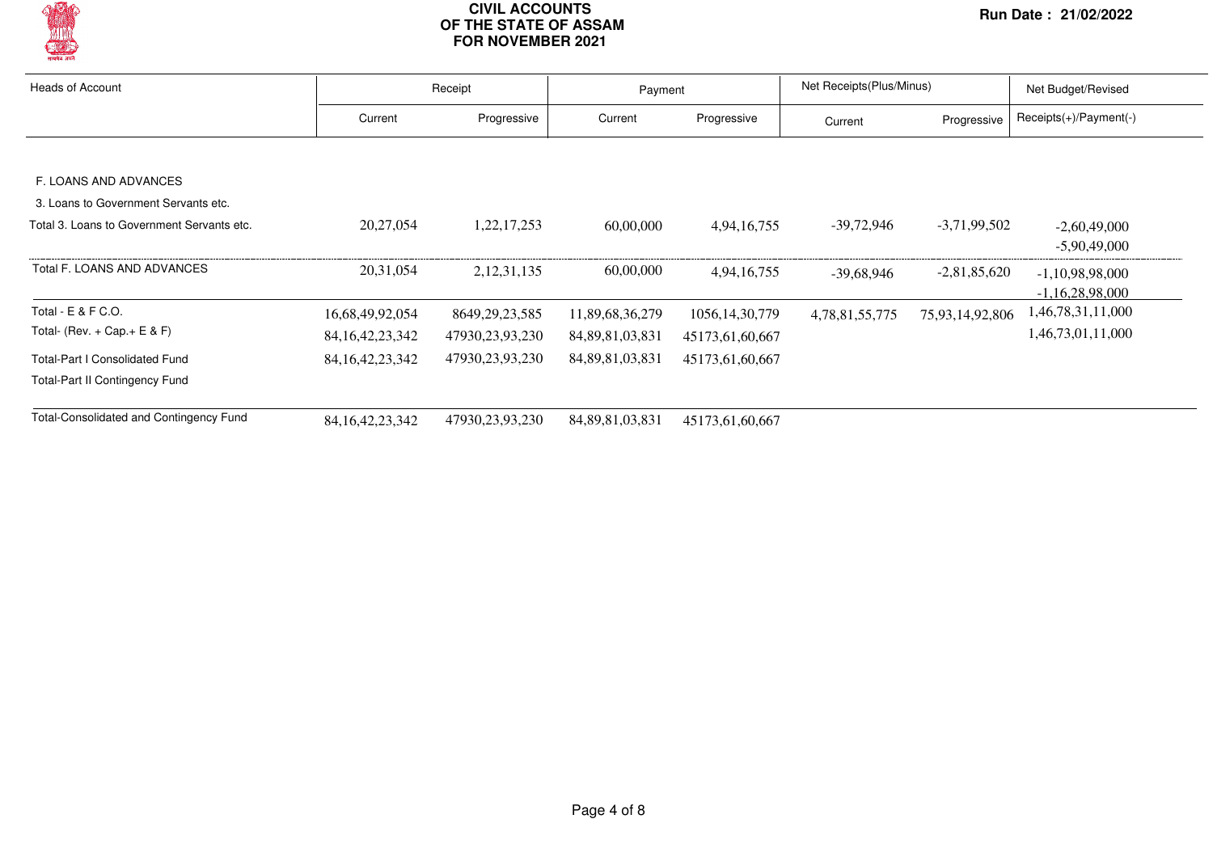# CIVIL ACCOUNTS OF THE STATE OF ASSAM FOR NOVEMBER 2021

**Run Date : 21/02/2022**

| Heads of Account | Receipt | | Payment | | Net Receipts(Plus/Minus) | | Net Budget/Revised |
|---|---|---|---|---|---|---|---|
| | Current | Progressive | Current | Progressive | Current | Progressive | Receipts(+)/Payment(-) |
| F. LOANS AND ADVANCES | | | | | | | |
| 3. Loans to Government Servants etc. | | | | | | | |
| Total 3. Loans to Government Servants etc. | 20,27,054 | 1,22,17,253 | 60,00,000 | 4,94,16,755 | -39,72,946 | -3,71,99,502 | -2,60,49,000<br>-5,90,49,000 |
| Total F. LOANS AND ADVANCES | 20,31,054 | 2,12,31,135 | 60,00,000 | 4,94,16,755 | -39,68,946 | -2,81,85,620 | -1,10,98,000<br>-1,16,28,98,000 |
| Total - E & F C.O. | 16,68,49,92,054 | 8649,29,23,585 | 11,89,68,36,279 | 1056,14,30,779 | 4,78,81,55,775 | 75,93,14,92,806 | 1,46,78,31,11,000 |
| Total- (Rev. + Cap.+ E & F) | 84,16,42,23,342 | 47930,23,93,230 | 84,89,81,03,831 | 45173,61,60,667 | | | 1,46,73,01,11,000 |
| Total-Part I Consolidated Fund | 84,16,42,23,342 | 47930,23,93,230 | 84,89,81,03,831 | 45173,61,60,667 | | | |
| Total-Part II Contingency Fund | | | | | | | |
| Total-Consolidated and Contingency Fund | 84,16,42,23,342 | 47930,23,93,230 | 84,89,81,03,831 | 45173,61,60,667 | | | |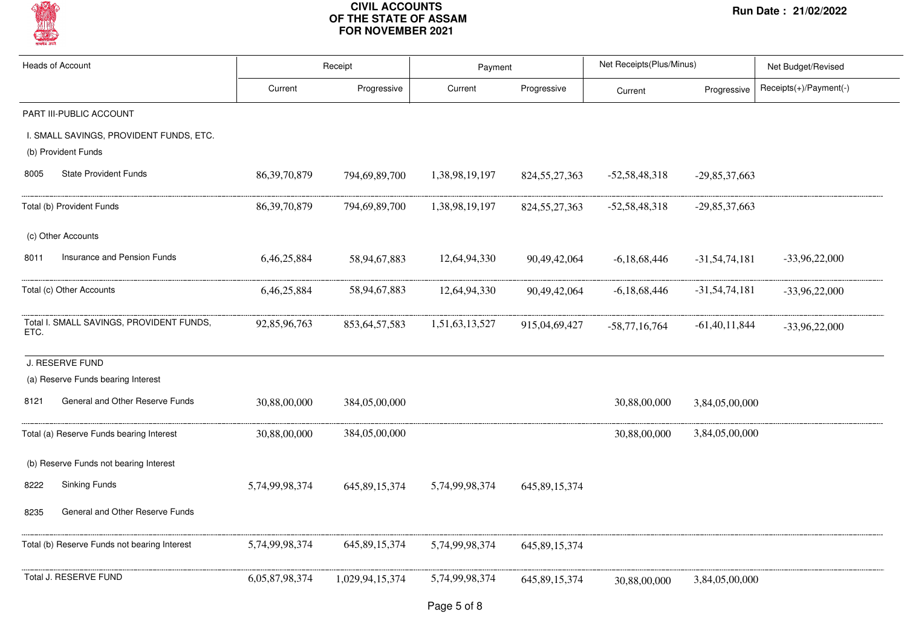**CIVIL ACCOUNTS OF THE STATE OF ASSAM FOR NOVEMBER 2021**

**Run Date : 21/02/2022**

| Heads of Account | Receipt | | Payment | | Net Receipts(Plus/Minus) | | Net Budget/Revised |
|---|---|---|---|---|---|---|---|
| | Current | Progressive | Current | Progressive | Current | Progressive | Receipts(+)/Payment(-) |
| PART III-PUBLIC ACCOUNT | | | | | | | |
| I. SMALL SAVINGS, PROVIDENT FUNDS, ETC. | | | | | | | |
| (b) Provident Funds | | | | | | | |
| 8005 State Provident Funds | 86,39,70,879 | 794,69,89,700 | 1,38,98,19,197 | 824,55,27,363 | -52,58,48,318 | -29,85,37,663 | |
| Total (b) Provident Funds | 86,39,70,879 | 794,69,89,700 | 1,38,98,19,197 | 824,55,27,363 | -52,58,48,318 | -29,85,37,663 | |
| (c) Other Accounts | | | | | | | |
| 8011 Insurance and Pension Funds | 6,46,25,884 | 58,94,67,883 | 12,64,94,330 | 90,49,42,064 | -6,18,68,446 | -31,54,74,181 | -33,96,22,000 |
| Total (c) Other Accounts | 6,46,25,884 | 58,94,67,883 | 12,64,94,330 | 90,49,42,064 | -6,18,68,446 | -31,54,74,181 | -33,96,22,000 |
| Total I. SMALL SAVINGS, PROVIDENT FUNDS, ETC. | 92,85,96,763 | 853,64,57,583 | 1,51,63,13,527 | 915,04,69,427 | -58,77,16,764 | -61,40,11,844 | -33,96,22,000 |
| J. RESERVE FUND | | | | | | | |
| (a) Reserve Funds bearing Interest | | | | | | | |
| 8121 General and Other Reserve Funds | 30,88,00,000 | 384,05,00,000 | | | 30,88,00,000 | 3,84,05,00,000 | |
| Total (a) Reserve Funds bearing Interest | 30,88,00,000 | 384,05,00,000 | | | 30,88,00,000 | 3,84,05,00,000 | |
| (b) Reserve Funds not bearing Interest | | | | | | | |
| 8222 Sinking Funds | 5,74,99,98,374 | 645,89,15,374 | 5,74,99,98,374 | 645,89,15,374 | | | |
| 8235 General and Other Reserve Funds | | | | | | | |
| Total (b) Reserve Funds not bearing Interest | 5,74,99,98,374 | 645,89,15,374 | 5,74,99,98,374 | 645,89,15,374 | | | |
| Total J. RESERVE FUND | 6,05,87,98,374 | 1,029,94,15,374 | 5,74,99,98,374 | 645,89,15,374 | 30,88,00,000 | 3,84,05,00,000 | |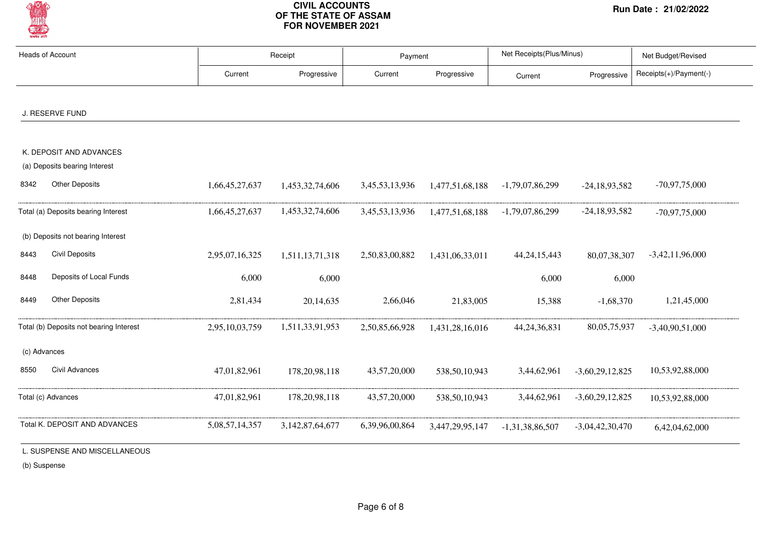# CIVIL ACCOUNTS OF THE STATE OF ASSAM FOR NOVEMBER 2021

Run Date : 21/02/2022

| Heads of Account | | Receipt | | Payment | | Net Receipts(Plus/Minus) | | Net Budget/Revised |
|---|---|---|---|---|---|---|---|---|
| | | Current | Progressive | Current | Progressive | Current | Progressive | Receipts(+)/Payment(-) |
| **J. RESERVE FUND** | | | | | | | | |
| **K. DEPOSIT AND ADVANCES** | | | | | | | | |
| (a) Deposits bearing Interest | | | | | | | | |
| 8342 | Other Deposits | 1,66,45,27,637 | 1,453,32,74,606 | 3,45,53,13,936 | 1,477,51,68,188 | -1,79,07,86,299 | -24,18,93,582 | -70,97,75,000 |
| Total (a) Deposits bearing Interest | | 1,66,45,27,637 | 1,453,32,74,606 | 3,45,53,13,936 | 1,477,51,68,188 | -1,79,07,86,299 | -24,18,93,582 | -70,97,75,000 |
| (b) Deposits not bearing Interest | | | | | | | | |
| 8443 | Civil Deposits | 2,95,07,16,325 | 1,511,13,71,318 | 2,50,83,00,882 | 1,431,06,33,011 | 44,24,15,443 | 80,07,38,307 | -3,42,11,96,000 |
| 8448 | Deposits of Local Funds | 6,000 | 6,000 | | | 6,000 | 6,000 | |
| 8449 | Other Deposits | 2,81,434 | 20,14,635 | 2,66,046 | 21,83,005 | 15,388 | -1,68,370 | 1,21,45,000 |
| Total (b) Deposits not bearing Interest | | 2,95,10,03,759 | 1,511,33,91,953 | 2,50,85,66,928 | 1,431,28,16,016 | 44,24,36,831 | 80,05,75,937 | -3,40,90,51,000 |
| (c) Advances | | | | | | | | |
| 8550 | Civil Advances | 47,01,82,961 | 178,20,98,118 | 43,57,20,000 | 538,50,10,943 | 3,44,62,961 | -3,60,29,12,825 | 10,53,92,88,000 |
| Total (c) Advances | | 47,01,82,961 | 178,20,98,118 | 43,57,20,000 | 538,50,10,943 | 3,44,62,961 | -3,60,29,12,825 | 10,53,92,88,000 |
| Total K. DEPOSIT AND ADVANCES | | 5,08,57,14,357 | 3,142,87,64,677 | 6,39,96,00,864 | 3,447,29,95,147 | -1,31,38,86,507 | -3,04,42,30,470 | 6,42,04,62,000 |
| **L. SUSPENSE AND MISCELLANEOUS** | | | | | | | | |
| (b) Suspense | | | | | | | | |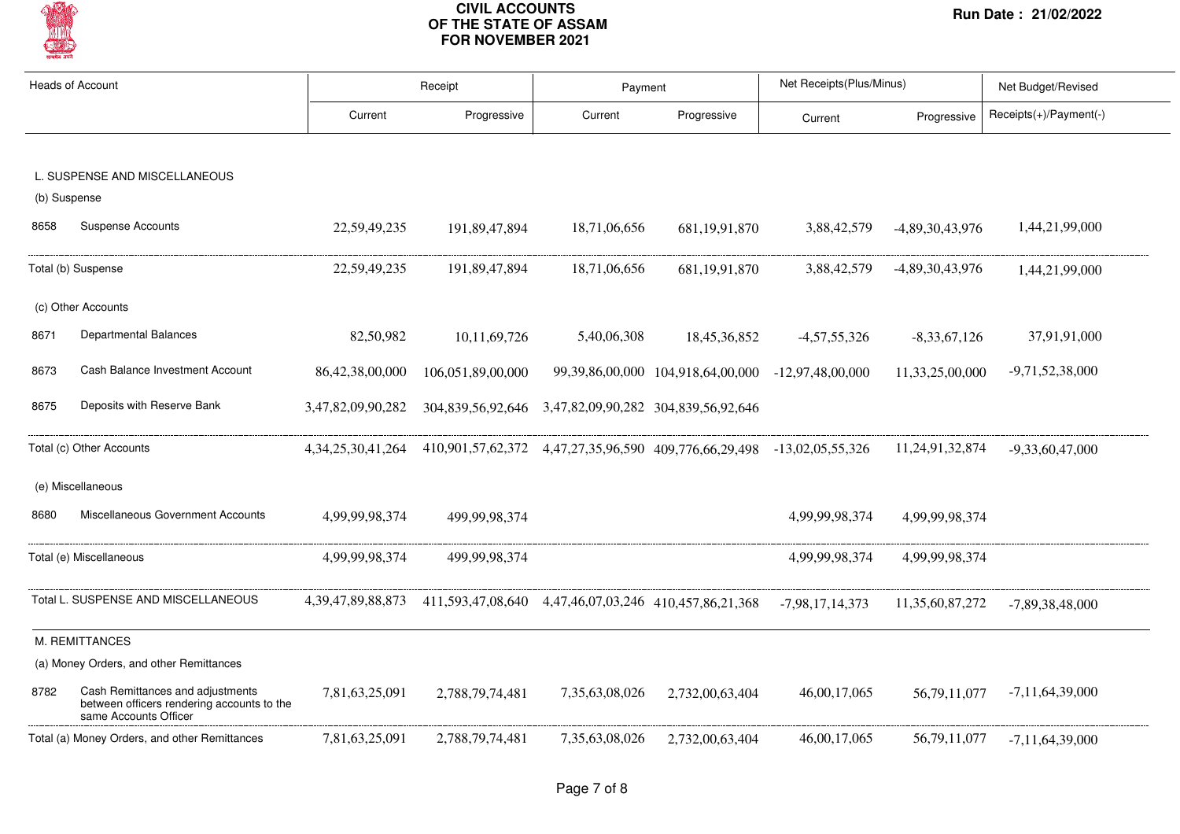# CIVIL ACCOUNTS OF THE STATE OF ASSAM FOR NOVEMBER 2021

Run Date : 21/02/2022

| Heads of Account | | Receipt | | Payment | | Net Receipts(Plus/Minus) | | Net Budget/Revised |
|---|---|---|---|---|---|---|---|---|
| | | Current | Progressive | Current | Progressive | Current | Progressive | Receipts(+)/Payment(-) |
| **L. SUSPENSE AND MISCELLANEOUS** | | | | | | | | |
| (b) Suspense | | | | | | | | |
| 8658 | Suspense Accounts | 22,59,49,235 | 191,89,47,894 | 18,71,06,656 | 681,19,91,870 | 3,88,42,579 | -4,89,30,43,976 | 1,44,21,99,000 |
| Total (b) Suspense | | 22,59,49,235 | 191,89,47,894 | 18,71,06,656 | 681,19,91,870 | 3,88,42,579 | -4,89,30,43,976 | 1,44,21,99,000 |
| (c) Other Accounts | | | | | | | | |
| 8671 | Departmental Balances | 82,50,982 | 10,11,69,726 | 5,40,06,308 | 18,45,36,852 | -4,57,55,326 | -8,33,67,126 | 37,91,91,000 |
| 8673 | Cash Balance Investment Account | 86,42,38,00,000 | 106,051,89,00,000 | 99,39,86,00,000 | 104,918,64,00,000 | -12,97,48,00,000 | 11,33,25,00,000 | -9,71,52,38,000 |
| 8675 | Deposits with Reserve Bank | 3,47,82,09,90,282 | 304,839,56,92,646 | 3,47,82,09,90,282 | 304,839,56,92,646 | | | |
| Total (c) Other Accounts | | 4,34,25,30,41,264 | 410,901,57,62,372 | 4,47,27,35,96,590 | 409,776,66,29,498 | -13,02,05,55,326 | 11,24,91,32,874 | -9,33,60,47,000 |
| (e) Miscellaneous | | | | | | | | |
| 8680 | Miscellaneous Government Accounts | 4,99,99,98,374 | 499,99,98,374 | | | 4,99,99,98,374 | 4,99,99,98,374 | |
| Total (e) Miscellaneous | | 4,99,99,98,374 | 499,99,98,374 | | | 4,99,99,98,374 | 4,99,99,98,374 | |
| Total L. SUSPENSE AND MISCELLANEOUS | | 4,39,47,89,88,873 | 411,593,47,08,640 | 4,47,46,07,03,246 | 410,457,86,21,368 | -7,98,17,14,373 | 11,35,60,87,272 | -7,89,38,48,000 |
| **M. REMITTANCES** | | | | | | | | |
| (a) Money Orders, and other Remittances | | | | | | | | |
| 8782 | Cash Remittances and adjustments between officers rendering accounts to the same Accounts Officer | 7,81,63,25,091 | 2,788,79,74,481 | 7,35,63,08,026 | 2,732,00,63,404 | 46,00,17,065 | 56,79,11,077 | -7,11,64,39,000 |
| Total (a) Money Orders, and other Remittances | | 7,81,63,25,091 | 2,788,79,74,481 | 7,35,63,08,026 | 2,732,00,63,404 | 46,00,17,065 | 56,79,11,077 | -7,11,64,39,000 |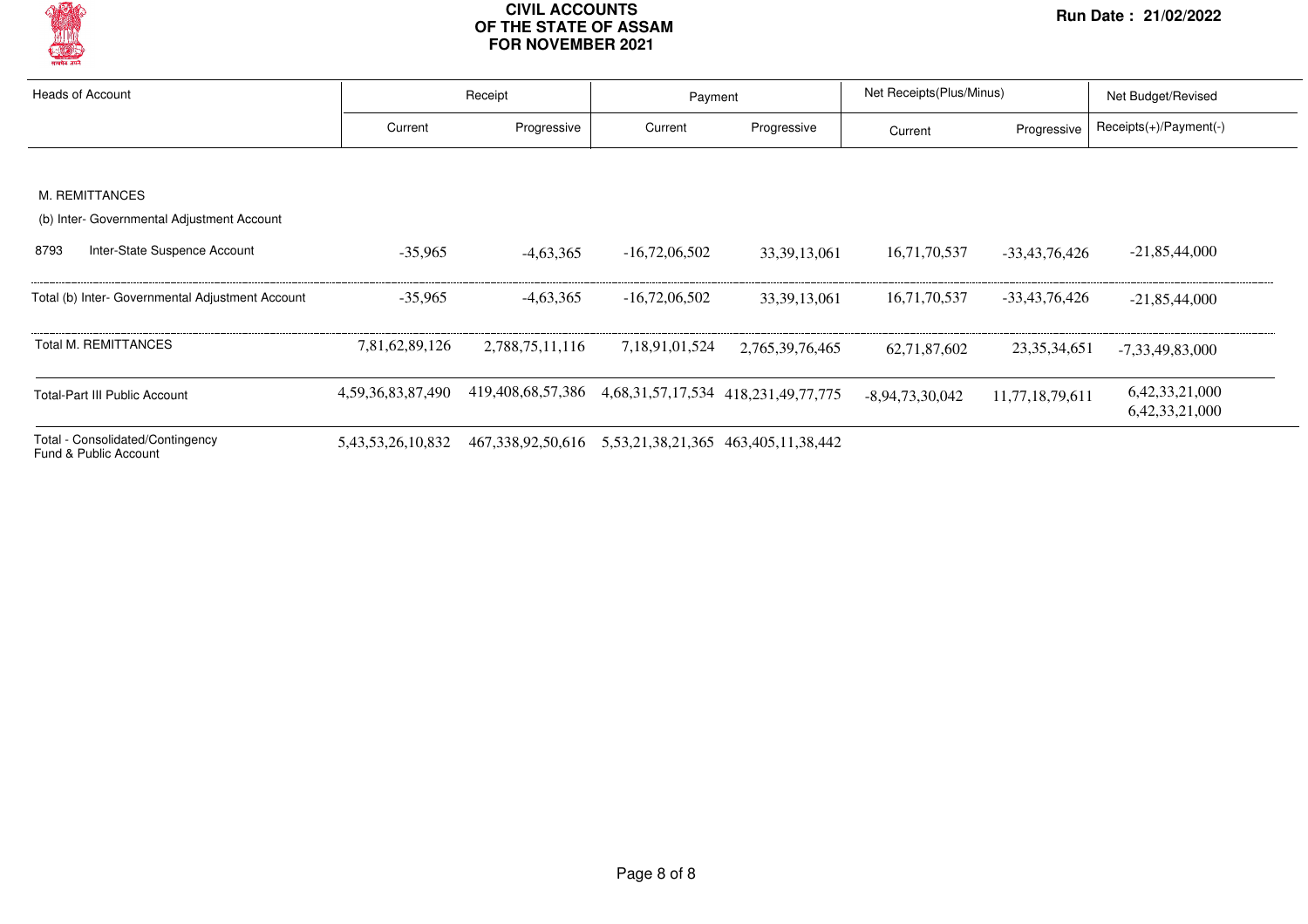**CIVIL ACCOUNTS OF THE STATE OF ASSAM FOR NOVEMBER 2021**

Run Date : 21/02/2022

| Heads of Account | Receipt | | Payment | | Net Receipts(Plus/Minus) | | Net Budget/Revised |
|---|---|---|---|---|---|---|---|
| | Current | Progressive | Current | Progressive | Current | Progressive | Receipts(+)/Payment(-) |
| M. REMITTANCES | | | | | | | |
| (b) Inter- Governmental Adjustment Account | | | | | | | |
| 8793 Inter-State Suspence Account | -35,965 | -4,63,365 | -16,72,06,502 | 33,39,13,061 | 16,71,70,537 | -33,43,76,426 | -21,85,44,000 |
| Total (b) Inter- Governmental Adjustment Account | -35,965 | -4,63,365 | -16,72,06,502 | 33,39,13,061 | 16,71,70,537 | -33,43,76,426 | -21,85,44,000 |
| Total M. REMITTANCES | 7,81,62,89,126 | 2,788,75,11,116 | 7,18,91,01,524 | 2,765,39,76,465 | 62,71,87,602 | 23,35,34,651 | -7,33,49,83,000 |
| Total-Part III Public Account | 4,59,36,83,87,490 | 419,408,68,57,386 | 4,68,31,57,17,534 | 418,231,49,77,775 | -8,94,73,30,042 | 11,77,18,79,611 | 6,42,33,21,000 6,42,33,21,000 |
| Total - Consolidated/Contingency Fund & Public Account | 5,43,53,26,10,832 | 467,338,92,50,616 | 5,53,21,38,21,365 | 463,405,11,38,442 | | | |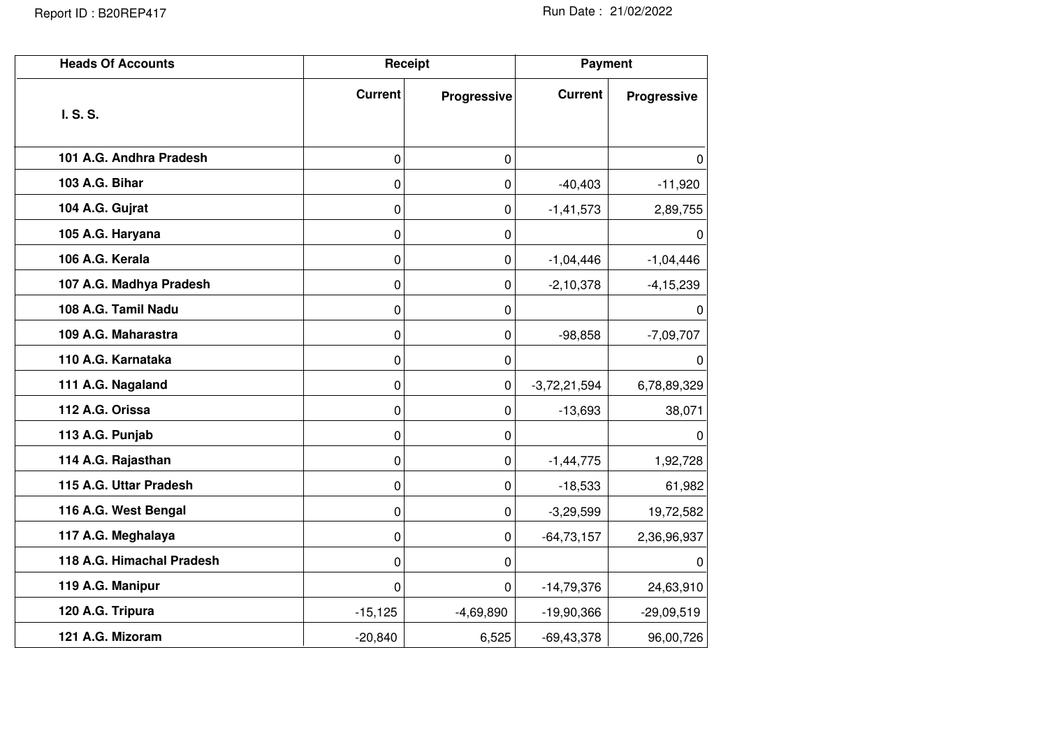Report ID : B20REP417 Run Date : 21/02/2022

| Heads Of Accounts | Receipt | | Payment | |
|---|---|---|---|---|
| **I. S. S.** | **Current** | **Progressive** | **Current** | **Progressive** |
| **101 A.G. Andhra Pradesh** | 0 | 0 | | 0 |
| **103 A.G. Bihar** | 0 | 0 | -40,403 | -11,920 |
| **104 A.G. Gujrat** | 0 | 0 | -1,41,573 | 2,89,755 |
| **105 A.G. Haryana** | 0 | 0 | | 0 |
| **106 A.G. Kerala** | 0 | 0 | -1,04,446 | -1,04,446 |
| **107 A.G. Madhya Pradesh** | 0 | 0 | -2,10,378 | -4,15,239 |
| **108 A.G. Tamil Nadu** | 0 | 0 | | 0 |
| **109 A.G. Maharastra** | 0 | 0 | -98,858 | -7,09,707 |
| **110 A.G. Karnataka** | 0 | 0 | | 0 |
| **111 A.G. Nagaland** | 0 | 0 | -3,72,21,594 | 6,78,89,329 |
| **112 A.G. Orissa** | 0 | 0 | -13,693 | 38,071 |
| **113 A.G. Punjab** | 0 | 0 | | 0 |
| **114 A.G. Rajasthan** | 0 | 0 | -1,44,775 | 1,92,728 |
| **115 A.G. Uttar Pradesh** | 0 | 0 | -18,533 | 61,982 |
| **116 A.G. West Bengal** | 0 | 0 | -3,29,599 | 19,72,582 |
| **117 A.G. Meghalaya** | 0 | 0 | -64,73,157 | 2,36,96,937 |
| **118 A.G. Himachal Pradesh** | 0 | 0 | | 0 |
| **119 A.G. Manipur** | 0 | 0 | -14,79,376 | 24,63,910 |
| **120 A.G. Tripura** | -15,125 | -4,69,890 | -19,90,366 | -29,09,519 |
| **121 A.G. Mizoram** | -20,840 | 6,525 | -69,43,378 | 96,00,726 |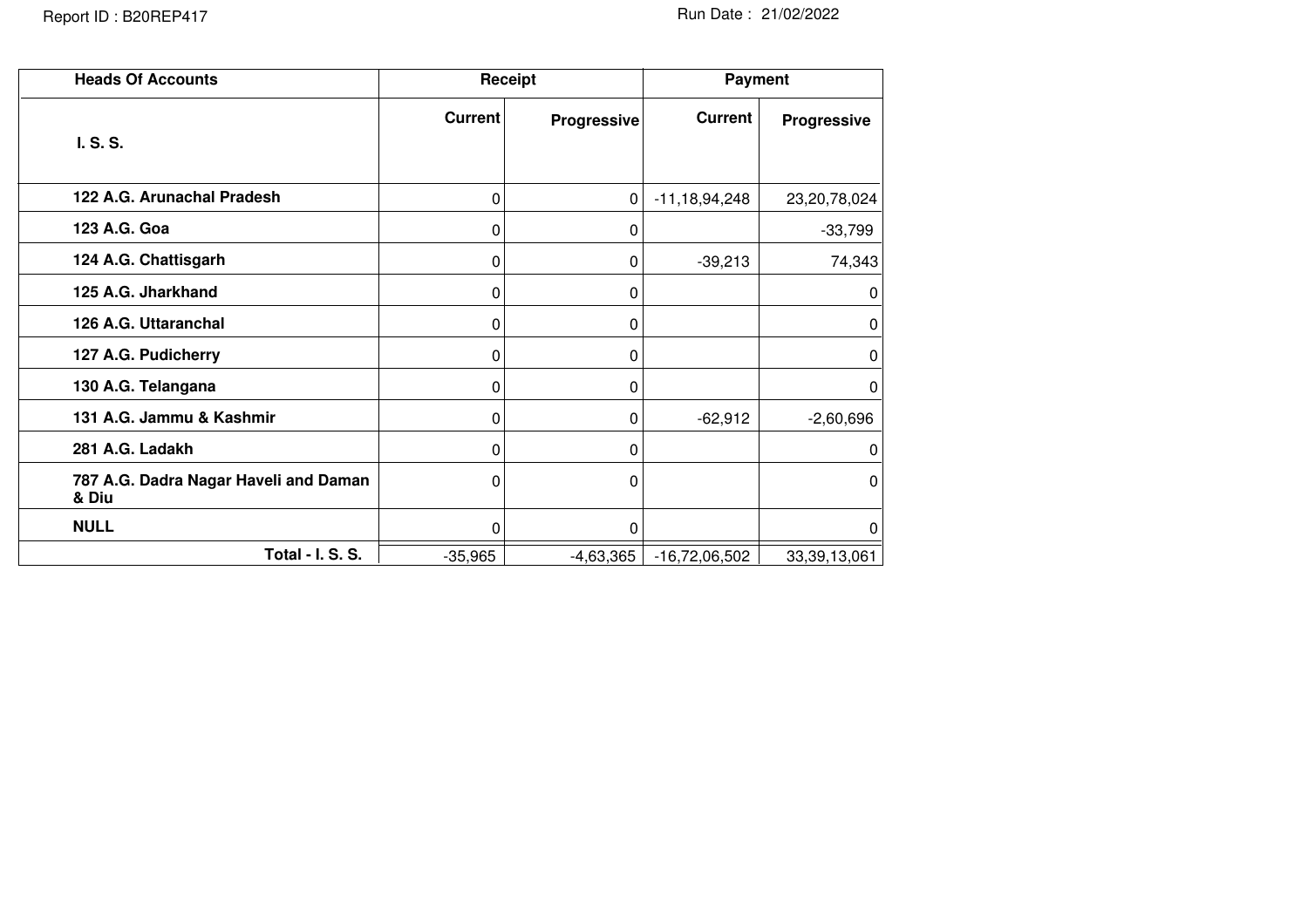| Heads Of Accounts | Receipt | | Payment | |
|---|---|---|---|---|
| I. S. S. | Current | Progressive | Current | Progressive |
| 122 A.G. Arunachal Pradesh | 0 | 0 | -11,18,94,248 | 23,20,78,024 |
| 123 A.G. Goa | 0 | 0 | | -33,799 |
| 124 A.G. Chattisgarh | 0 | 0 | -39,213 | 74,343 |
| 125 A.G. Jharkhand | 0 | 0 | | 0 |
| 126 A.G. Uttaranchal | 0 | 0 | | 0 |
| 127 A.G. Pudicherry | 0 | 0 | | 0 |
| 130 A.G. Telangana | 0 | 0 | | 0 |
| 131 A.G. Jammu & Kashmir | 0 | 0 | -62,912 | -2,60,696 |
| 281 A.G. Ladakh | 0 | 0 | | 0 |
| 787 A.G. Dadra Nagar Haveli and Daman & Diu | 0 | 0 | | 0 |
| NULL | 0 | 0 | | 0 |
| Total - I. S. S. | -35,965 | -4,63,365 | -16,72,06,502 | 33,39,13,061 |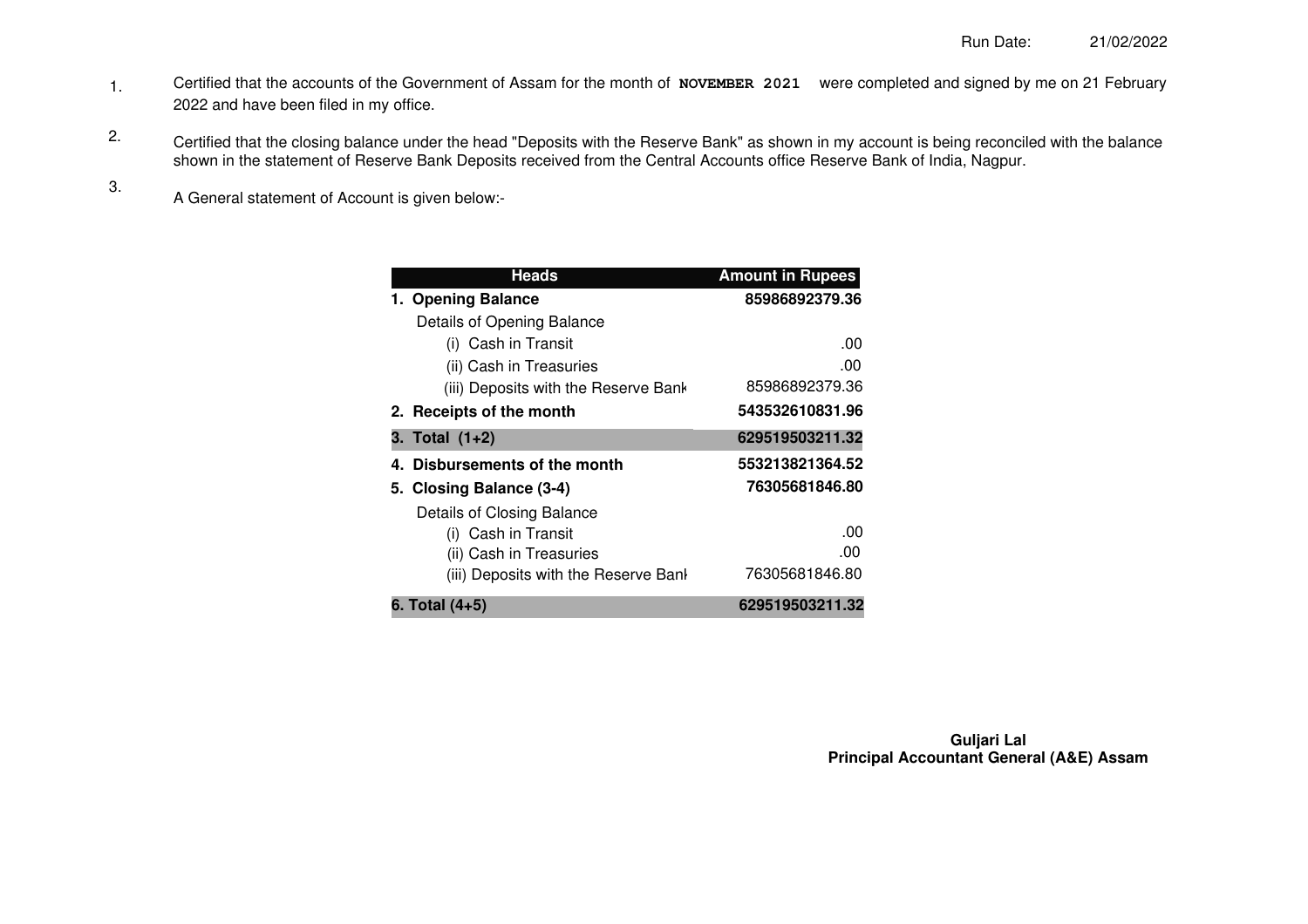Run Date: 21/02/2022

1. Certified that the accounts of the Government of Assam for the month of **NOVEMBER 2021** were completed and signed by me on 21 February 2022 and have been filed in my office.

2. Certified that the closing balance under the head "Deposits with the Reserve Bank" as shown in my account is being reconciled with the balance shown in the statement of Reserve Bank Deposits received from the Central Accounts office Reserve Bank of India, Nagpur.

3. A General statement of Account is given below:-

| Heads | Amount in Rupees |
|---|---|
| **1. Opening Balance** | **85986892379.36** |
| Details of Opening Balance | |
| (i) Cash in Transit | .00 |
| (ii) Cash in Treasuries | .00 |
| (iii) Deposits with the Reserve Bank | 85986892379.36 |
| **2. Receipts of the month** | **543532610831.96** |
| **3. Total (1+2)** | **629519503211.32** |
| **4. Disbursements of the month** | **553213821364.52** |
| **5. Closing Balance (3-4)** | **76305681846.80** |
| Details of Closing Balance | |
| (i) Cash in Transit | .00 |
| (ii) Cash in Treasuries | .00 |
| (iii) Deposits with the Reserve Bank | 76305681846.80 |
| **6. Total (4+5)** | **629519503211.32** |

**Guljari Lal**
**Principal Accountant General (A&E) Assam**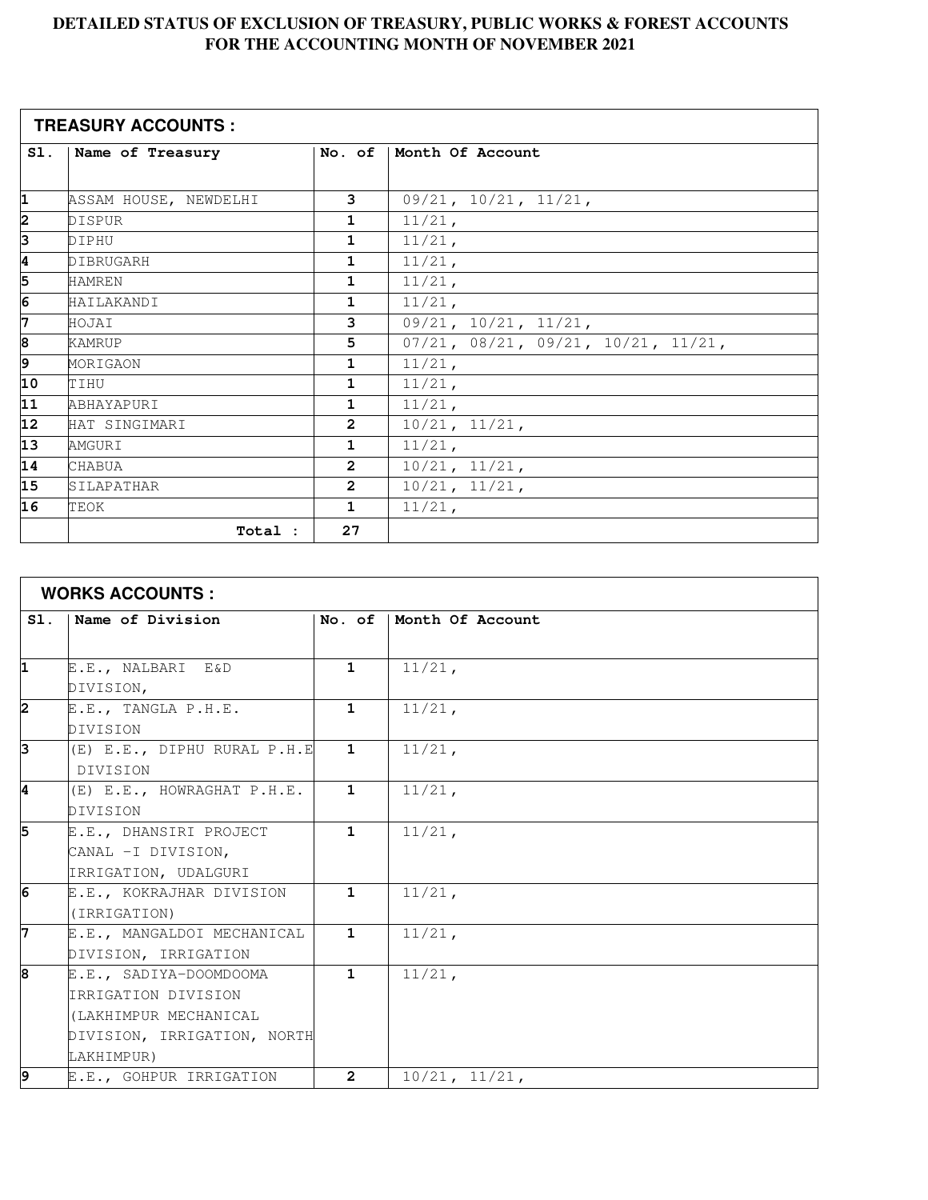# DETAILED STATUS OF EXCLUSION OF TREASURY, PUBLIC WORKS & FOREST ACCOUNTS FOR THE ACCOUNTING MONTH OF NOVEMBER 2021

## TREASURY ACCOUNTS :

| Sl. | Name of Treasury | No. of | Month Of Account |
|---|---|---|---|
| 1 | ASSAM HOUSE, NEWDELHI | 3 | 09/21, 10/21, 11/21, |
| 2 | DISPUR | 1 | 11/21, |
| 3 | DIPHU | 1 | 11/21, |
| 4 | DIBRUGARH | 1 | 11/21, |
| 5 | HAMREN | 1 | 11/21, |
| 6 | HAILAKANDI | 1 | 11/21, |
| 7 | HOJAI | 3 | 09/21, 10/21, 11/21, |
| 8 | KAMRUP | 5 | 07/21, 08/21, 09/21, 10/21, 11/21, |
| 9 | MORIGAON | 1 | 11/21, |
| 10 | TIHU | 1 | 11/21, |
| 11 | ABHAYAPURI | 1 | 11/21, |
| 12 | HAT SINGIMARI | 2 | 10/21, 11/21, |
| 13 | AMGURI | 1 | 11/21, |
| 14 | CHABUA | 2 | 10/21, 11/21, |
| 15 | SILAPATHAR | 2 | 10/21, 11/21, |
| 16 | TEOK | 1 | 11/21, |
| | **Total :** | **27** | |

## WORKS ACCOUNTS :

| Sl. | Name of Division | No. of | Month Of Account |
|---|---|---|---|
| 1 | E.E., NALBARI E&D DIVISION, | 1 | 11/21, |
| 2 | E.E., TANGLA P.H.E. DIVISION | 1 | 11/21, |
| 3 | (E) E.E., DIPHU RURAL P.H.E DIVISION | 1 | 11/21, |
| 4 | (E) E.E., HOWRAGHAT P.H.E. DIVISION | 1 | 11/21, |
| 5 | E.E., DHANSIRI PROJECT CANAL -I DIVISION, IRRIGATION, UDALGURI | 1 | 11/21, |
| 6 | E.E., KOKRAJHAR DIVISION (IRRIGATION) | 1 | 11/21, |
| 7 | E.E., MANGALDOI MECHANICAL DIVISION, IRRIGATION | 1 | 11/21, |
| 8 | E.E., SADIYA-DOOMDOOMA IRRIGATION DIVISION (LAKHIMPUR MECHANICAL DIVISION, IRRIGATION, NORTH LAKHIMPUR) | 1 | 11/21, |
| 9 | E.E., GOHPUR IRRIGATION | 2 | 10/21, 11/21, |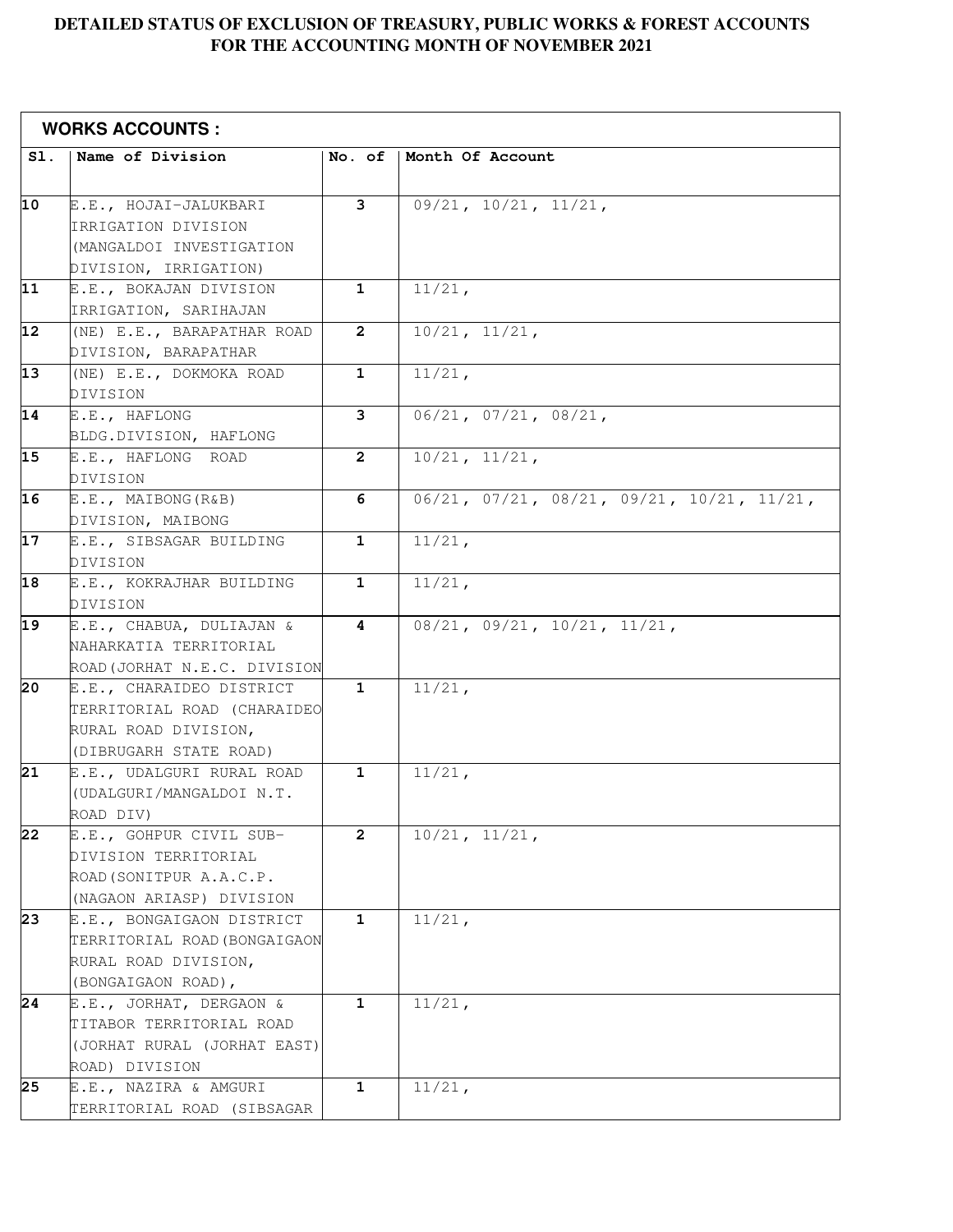# DETAILED STATUS OF EXCLUSION OF TREASURY, PUBLIC WORKS & FOREST ACCOUNTS FOR THE ACCOUNTING MONTH OF NOVEMBER 2021

**WORKS ACCOUNTS :**

| Sl. | Name of Division | No. of | Month Of Account |
|---|---|---|---|
| 10 | E.E., HOJAI-JALUKBARI IRRIGATION DIVISION (MANGALDOI INVESTIGATION DIVISION, IRRIGATION) | 3 | 09/21, 10/21, 11/21, |
| 11 | E.E., BOKAJAN DIVISION IRRIGATION, SARIHAJAN | 1 | 11/21, |
| 12 | (NE) E.E., BARAPATHAR ROAD DIVISION, BARAPATHAR | 2 | 10/21, 11/21, |
| 13 | (NE) E.E., DOKMOKA ROAD DIVISION | 1 | 11/21, |
| 14 | E.E., HAFLONG BLDG.DIVISION, HAFLONG | 3 | 06/21, 07/21, 08/21, |
| 15 | E.E., HAFLONG ROAD DIVISION | 2 | 10/21, 11/21, |
| 16 | E.E., MAIBONG(R&B) DIVISION, MAIBONG | 6 | 06/21, 07/21, 08/21, 09/21, 10/21, 11/21, |
| 17 | E.E., SIBSAGAR BUILDING DIVISION | 1 | 11/21, |
| 18 | E.E., KOKRAJHAR BUILDING DIVISION | 1 | 11/21, |
| 19 | E.E., CHABUA, DULIAJAN & NAHARKATIA TERRITORIAL ROAD(JORHAT N.E.C. DIVISION | 4 | 08/21, 09/21, 10/21, 11/21, |
| 20 | E.E., CHARAIDEO DISTRICT TERRITORIAL ROAD (CHARAIDEO RURAL ROAD DIVISION, (DIBRUGARH STATE ROAD) | 1 | 11/21, |
| 21 | E.E., UDALGURI RURAL ROAD (UDALGURI/MANGALDOI N.T. ROAD DIV) | 1 | 11/21, |
| 22 | E.E., GOHPUR CIVIL SUB-DIVISION TERRITORIAL ROAD(SONITPUR A.A.C.P. (NAGAON ARIASP) DIVISION | 2 | 10/21, 11/21, |
| 23 | E.E., BONGAIGAON DISTRICT TERRITORIAL ROAD(BONGAIGAON RURAL ROAD DIVISION, (BONGAIGAON ROAD), | 1 | 11/21, |
| 24 | E.E., JORHAT, DERGAON & TITABOR TERRITORIAL ROAD (JORHAT RURAL (JORHAT EAST) ROAD) DIVISION | 1 | 11/21, |
| 25 | E.E., NAZIRA & AMGURI TERRITORIAL ROAD (SIBSAGAR | 1 | 11/21, |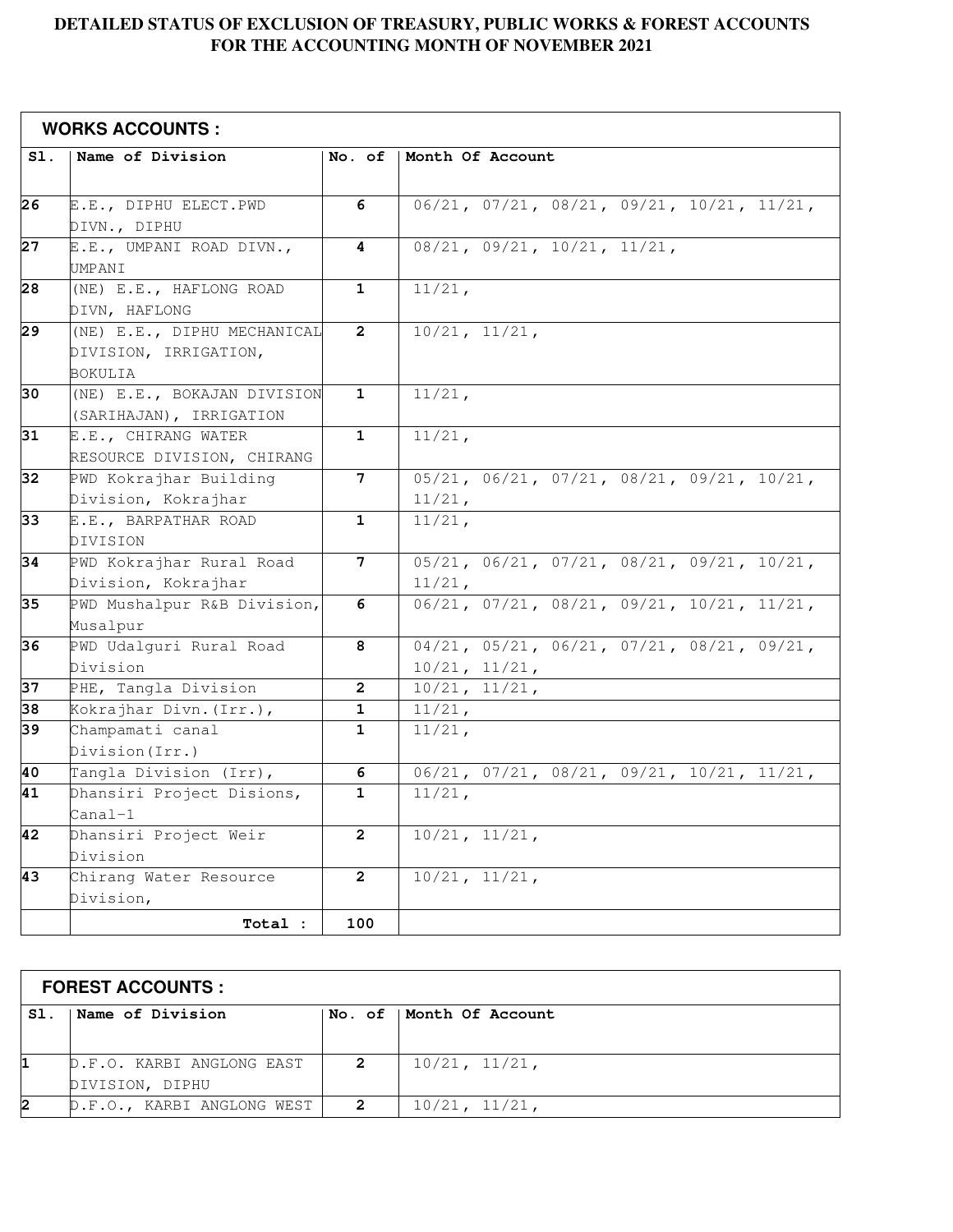# DETAILED STATUS OF EXCLUSION OF TREASURY, PUBLIC WORKS & FOREST ACCOUNTS FOR THE ACCOUNTING MONTH OF NOVEMBER 2021

## WORKS ACCOUNTS :

| Sl. | Name of Division | No. of | Month Of Account |
|---|---|---|---|
| 26 | E.E., DIPHU ELECT.PWD DIVN., DIPHU | 6 | 06/21, 07/21, 08/21, 09/21, 10/21, 11/21, |
| 27 | E.E., UMPANI ROAD DIVN., UMPANI | 4 | 08/21, 09/21, 10/21, 11/21, |
| 28 | (NE) E.E., HAFLONG ROAD DIVN, HAFLONG | 1 | 11/21, |
| 29 | (NE) E.E., DIPHU MECHANICAL DIVISION, IRRIGATION, BOKULIA | 2 | 10/21, 11/21, |
| 30 | (NE) E.E., BOKAJAN DIVISION (SARIHAJAN), IRRIGATION | 1 | 11/21, |
| 31 | E.E., CHIRANG WATER RESOURCE DIVISION, CHIRANG | 1 | 11/21, |
| 32 | PWD Kokrajhar Building Division, Kokrajhar | 7 | 05/21, 06/21, 07/21, 08/21, 09/21, 10/21, 11/21, |
| 33 | E.E., BARPATHAR ROAD DIVISION | 1 | 11/21, |
| 34 | PWD Kokrajhar Rural Road Division, Kokrajhar | 7 | 05/21, 06/21, 07/21, 08/21, 09/21, 10/21, 11/21, |
| 35 | PWD Mushalpur R&B Division, Musalpur | 6 | 06/21, 07/21, 08/21, 09/21, 10/21, 11/21, |
| 36 | PWD Udalguri Rural Road Division | 8 | 04/21, 05/21, 06/21, 07/21, 08/21, 09/21, 10/21, 11/21, |
| 37 | PHE, Tangla Division | 2 | 10/21, 11/21, |
| 38 | Kokrajhar Divn.(Irr.), | 1 | 11/21, |
| 39 | Champamati canal Division(Irr.) | 1 | 11/21, |
| 40 | Tangla Division (Irr), | 6 | 06/21, 07/21, 08/21, 09/21, 10/21, 11/21, |
| 41 | Dhansiri Project Disions, Canal-1 | 1 | 11/21, |
| 42 | Dhansiri Project Weir Division | 2 | 10/21, 11/21, |
| 43 | Chirang Water Resource Division, | 2 | 10/21, 11/21, |
| | Total : | 100 | |

## FOREST ACCOUNTS :

| Sl. | Name of Division | No. of | Month Of Account |
|---|---|---|---|
| 1 | D.F.O. KARBI ANGLONG EAST DIVISION, DIPHU | 2 | 10/21, 11/21, |
| 2 | D.F.O., KARBI ANGLONG WEST | 2 | 10/21, 11/21, |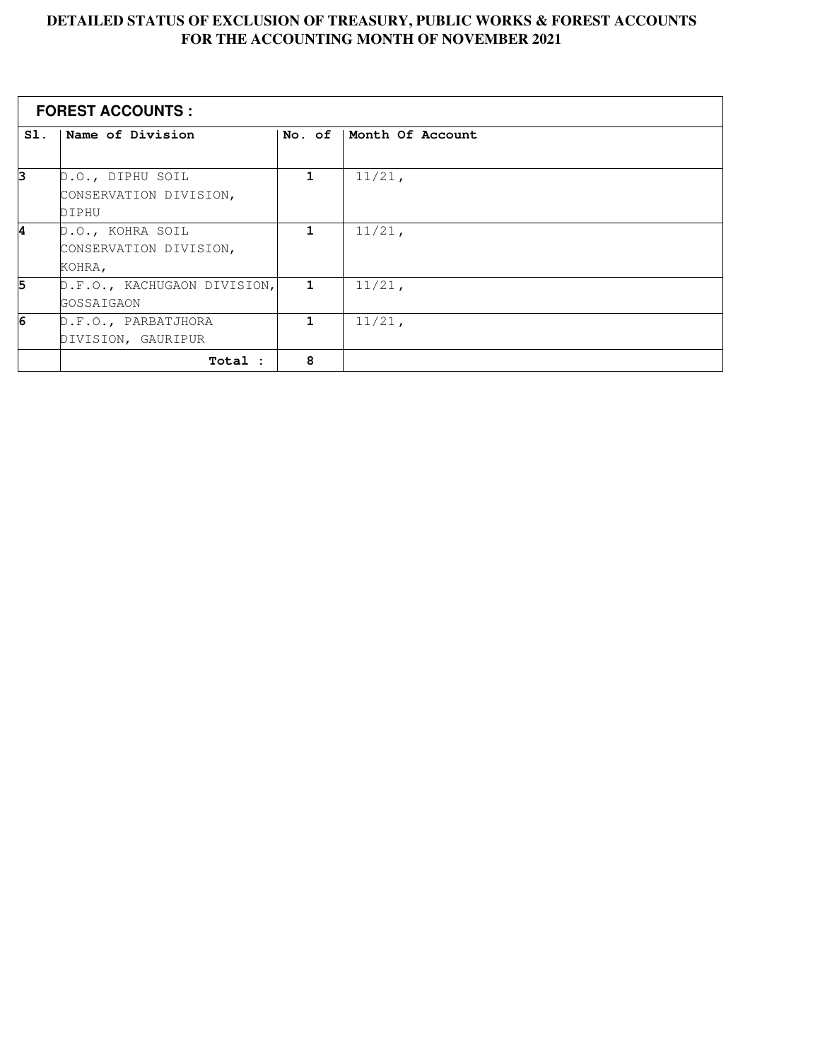# DETAILED STATUS OF EXCLUSION OF TREASURY, PUBLIC WORKS & FOREST ACCOUNTS FOR THE ACCOUNTING MONTH OF NOVEMBER 2021

**FOREST ACCOUNTS :**

| Sl. | Name of Division | No. of | Month Of Account |
|---|---|---|---|
| 3 | D.O., DIPHU SOIL CONSERVATION DIVISION, DIPHU | 1 | 11/21, |
| 4 | D.O., KOHRA SOIL CONSERVATION DIVISION, KOHRA, | 1 | 11/21, |
| 5 | D.F.O., KACHUGAON DIVISION, GOSSAIGAON | 1 | 11/21, |
| 6 | D.F.O., PARBATJHORA DIVISION, GAURIPUR | 1 | 11/21, |
| | **Total :** | **8** | |